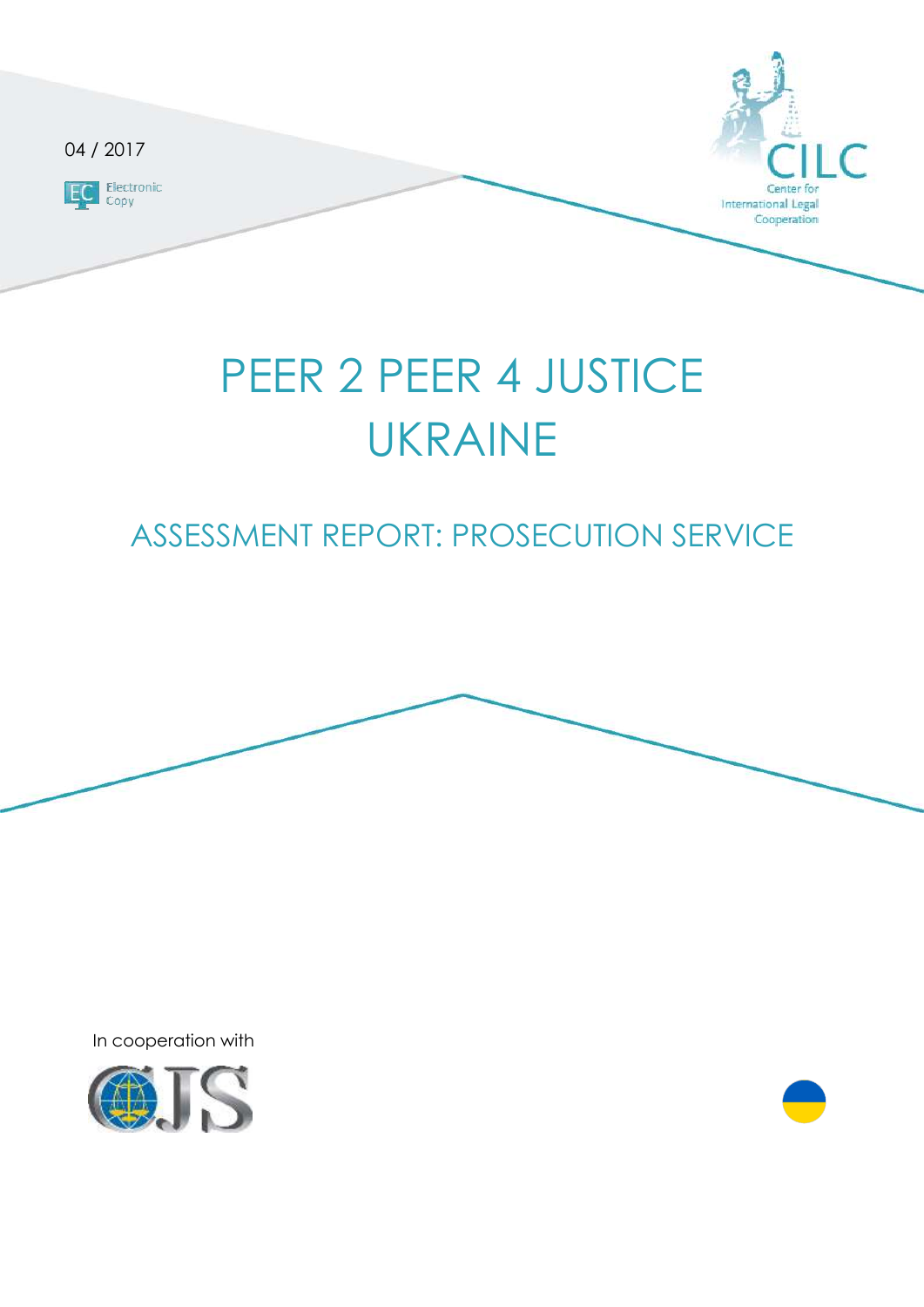04 / 2017

Electronic Copy

Center for International Legal Cooperation

# PEER 2 PEER 4 JUSTICE UKRAINE

## ASSESSMENT REPORT: PROSECUTION SERVICE

In cooperation with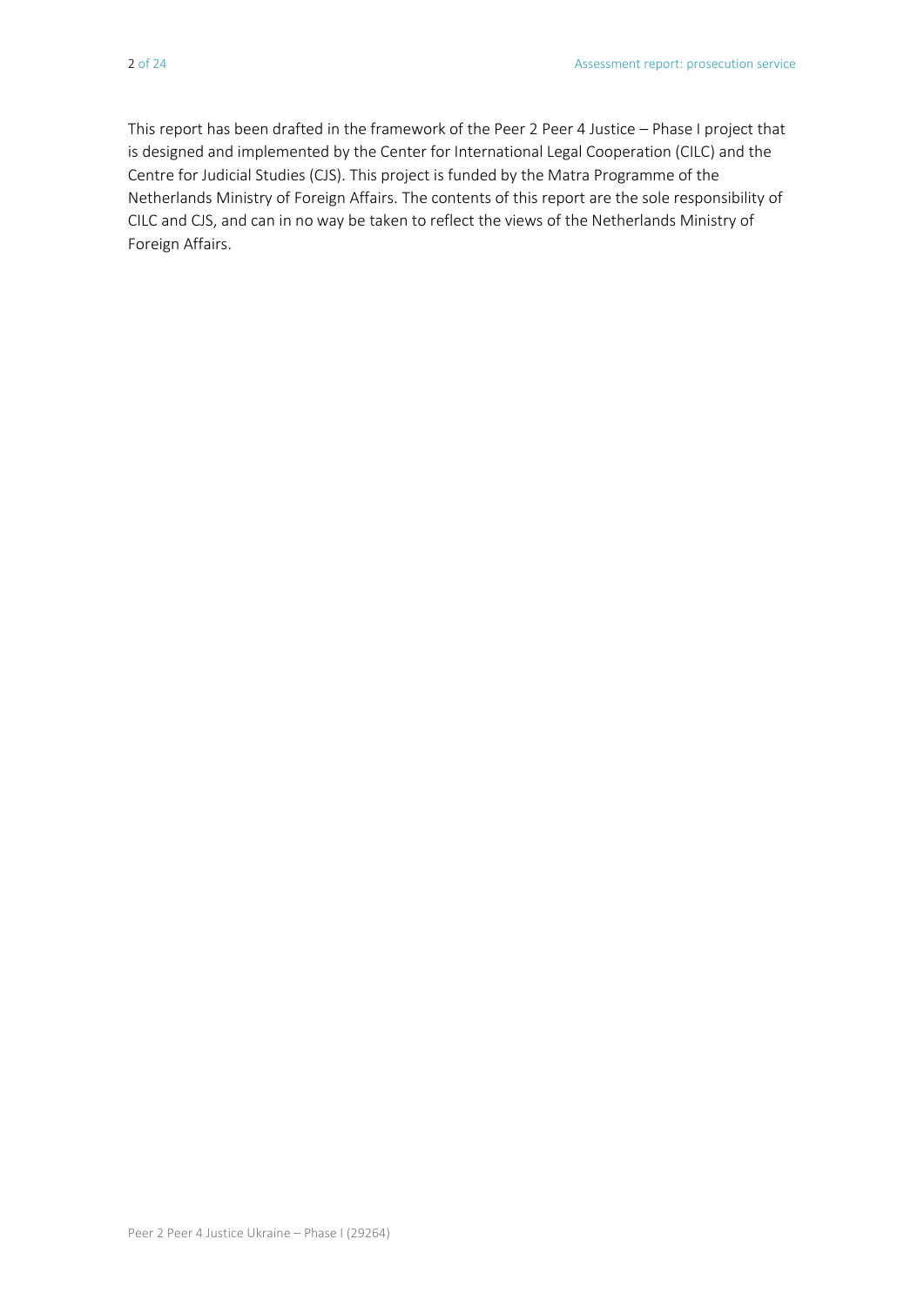This report has been drafted in the framework of the Peer 2 Peer 4 Justice – Phase I project that is designed and implemented by the Center for International Legal Cooperation (CILC) and the Centre for Judicial Studies (CJS). This project is funded by the Matra Programme of the Netherlands Ministry of Foreign Affairs. The contents of this report are the sole responsibility of CILC and CJS, and can in no way be taken to reflect the views of the Netherlands Ministry of Foreign Affairs.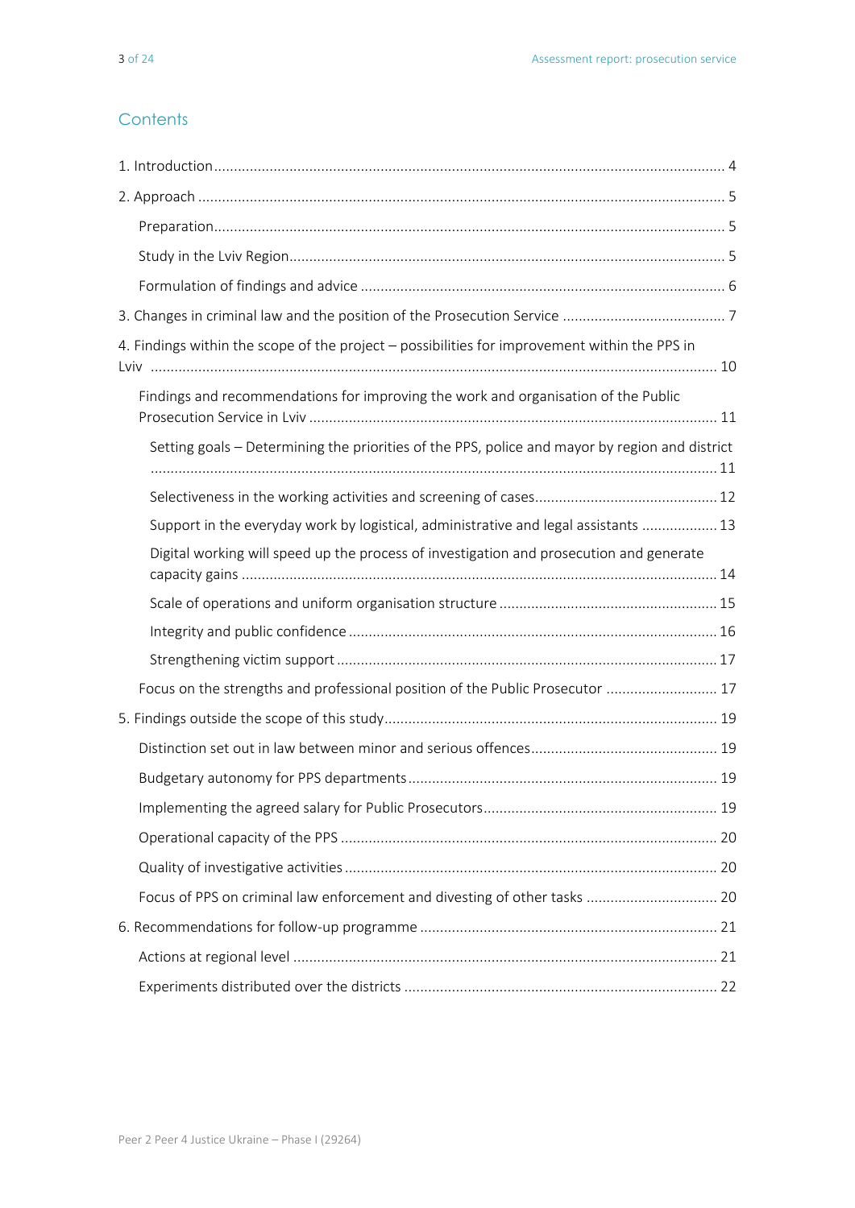## Contents

1. Introduction ... 4
2. Approach ... 5
   - Preparation ... 5
   - Study in the Lviv Region ... 5
   - Formulation of findings and advice ... 6
3. Changes in criminal law and the position of the Prosecution Service ... 7
4. Findings within the scope of the project – possibilities for improvement within the PPS in Lviv ... 10
   - Findings and recommendations for improving the work and organisation of the Public Prosecution Service in Lviv ... 11
     - Setting goals – Determining the priorities of the PPS, police and mayor by region and district ... 11
     - Selectiveness in the working activities and screening of cases ... 12
     - Support in the everyday work by logistical, administrative and legal assistants ... 13
     - Digital working will speed up the process of investigation and prosecution and generate capacity gains ... 14
     - Scale of operations and uniform organisation structure ... 15
     - Integrity and public confidence ... 16
     - Strengthening victim support ... 17
   - Focus on the strengths and professional position of the Public Prosecutor ... 17
5. Findings outside the scope of this study ... 19
   - Distinction set out in law between minor and serious offences ... 19
   - Budgetary autonomy for PPS departments ... 19
   - Implementing the agreed salary for Public Prosecutors ... 19
   - Operational capacity of the PPS ... 20
   - Quality of investigative activities ... 20
   - Focus of PPS on criminal law enforcement and divesting of other tasks ... 20
6. Recommendations for follow-up programme ... 21
   - Actions at regional level ... 21
   - Experiments distributed over the districts ... 22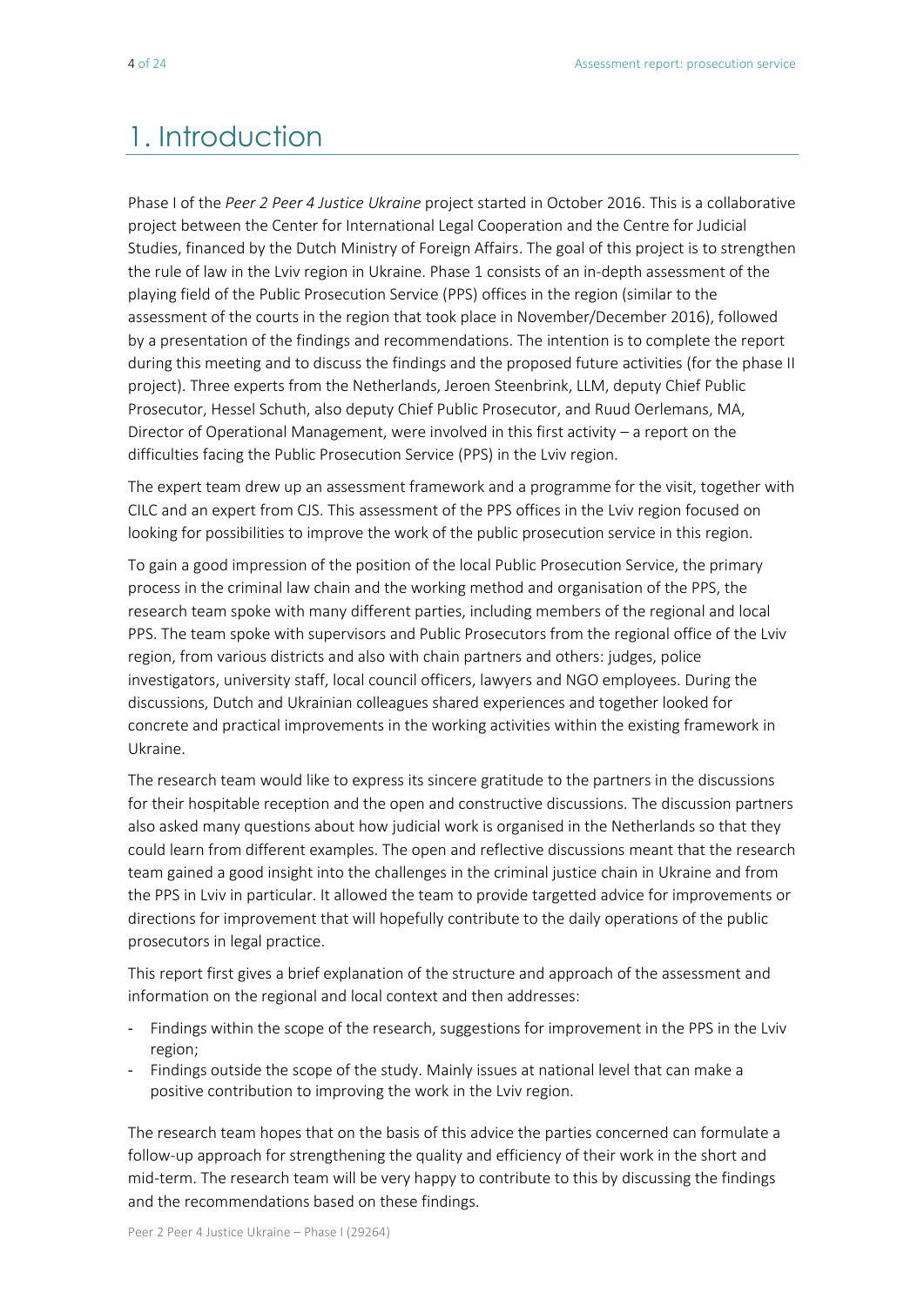# 1. Introduction

Phase I of the *Peer 2 Peer 4 Justice Ukraine* project started in October 2016. This is a collaborative project between the Center for International Legal Cooperation and the Centre for Judicial Studies, financed by the Dutch Ministry of Foreign Affairs. The goal of this project is to strengthen the rule of law in the Lviv region in Ukraine. Phase 1 consists of an in-depth assessment of the playing field of the Public Prosecution Service (PPS) offices in the region (similar to the assessment of the courts in the region that took place in November/December 2016), followed by a presentation of the findings and recommendations. The intention is to complete the report during this meeting and to discuss the findings and the proposed future activities (for the phase II project). Three experts from the Netherlands, Jeroen Steenbrink, LLM, deputy Chief Public Prosecutor, Hessel Schuth, also deputy Chief Public Prosecutor, and Ruud Oerlemans, MA, Director of Operational Management, were involved in this first activity – a report on the difficulties facing the Public Prosecution Service (PPS) in the Lviv region.

The expert team drew up an assessment framework and a programme for the visit, together with CILC and an expert from CJS. This assessment of the PPS offices in the Lviv region focused on looking for possibilities to improve the work of the public prosecution service in this region.

To gain a good impression of the position of the local Public Prosecution Service, the primary process in the criminal law chain and the working method and organisation of the PPS, the research team spoke with many different parties, including members of the regional and local PPS. The team spoke with supervisors and Public Prosecutors from the regional office of the Lviv region, from various districts and also with chain partners and others: judges, police investigators, university staff, local council officers, lawyers and NGO employees. During the discussions, Dutch and Ukrainian colleagues shared experiences and together looked for concrete and practical improvements in the working activities within the existing framework in Ukraine.

The research team would like to express its sincere gratitude to the partners in the discussions for their hospitable reception and the open and constructive discussions. The discussion partners also asked many questions about how judicial work is organised in the Netherlands so that they could learn from different examples. The open and reflective discussions meant that the research team gained a good insight into the challenges in the criminal justice chain in Ukraine and from the PPS in Lviv in particular. It allowed the team to provide targetted advice for improvements or directions for improvement that will hopefully contribute to the daily operations of the public prosecutors in legal practice.

This report first gives a brief explanation of the structure and approach of the assessment and information on the regional and local context and then addresses:

- Findings within the scope of the research, suggestions for improvement in the PPS in the Lviv region;
- Findings outside the scope of the study. Mainly issues at national level that can make a positive contribution to improving the work in the Lviv region.

The research team hopes that on the basis of this advice the parties concerned can formulate a follow-up approach for strengthening the quality and efficiency of their work in the short and mid-term. The research team will be very happy to contribute to this by discussing the findings and the recommendations based on these findings.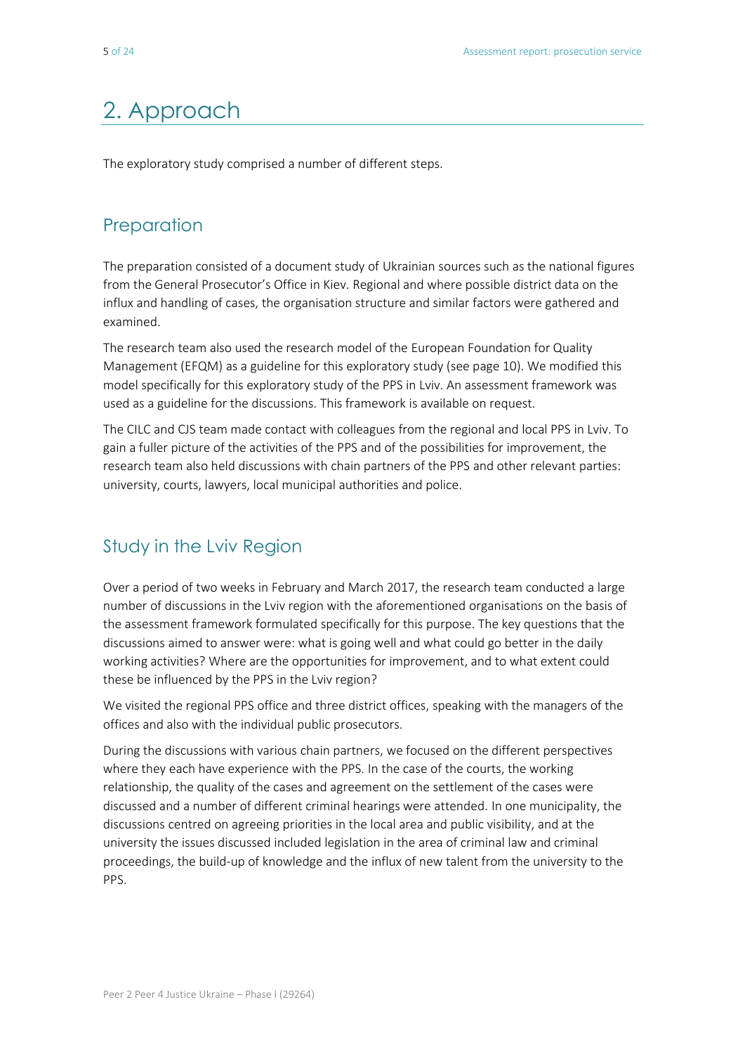# 2. Approach

The exploratory study comprised a number of different steps.

## Preparation

The preparation consisted of a document study of Ukrainian sources such as the national figures from the General Prosecutor's Office in Kiev. Regional and where possible district data on the influx and handling of cases, the organisation structure and similar factors were gathered and examined.

The research team also used the research model of the European Foundation for Quality Management (EFQM) as a guideline for this exploratory study (see page 10). We modified this model specifically for this exploratory study of the PPS in Lviv. An assessment framework was used as a guideline for the discussions. This framework is available on request.

The CILC and CJS team made contact with colleagues from the regional and local PPS in Lviv. To gain a fuller picture of the activities of the PPS and of the possibilities for improvement, the research team also held discussions with chain partners of the PPS and other relevant parties: university, courts, lawyers, local municipal authorities and police.

## Study in the Lviv Region

Over a period of two weeks in February and March 2017, the research team conducted a large number of discussions in the Lviv region with the aforementioned organisations on the basis of the assessment framework formulated specifically for this purpose. The key questions that the discussions aimed to answer were: what is going well and what could go better in the daily working activities? Where are the opportunities for improvement, and to what extent could these be influenced by the PPS in the Lviv region?

We visited the regional PPS office and three district offices, speaking with the managers of the offices and also with the individual public prosecutors.

During the discussions with various chain partners, we focused on the different perspectives where they each have experience with the PPS. In the case of the courts, the working relationship, the quality of the cases and agreement on the settlement of the cases were discussed and a number of different criminal hearings were attended. In one municipality, the discussions centred on agreeing priorities in the local area and public visibility, and at the university the issues discussed included legislation in the area of criminal law and criminal proceedings, the build-up of knowledge and the influx of new talent from the university to the PPS.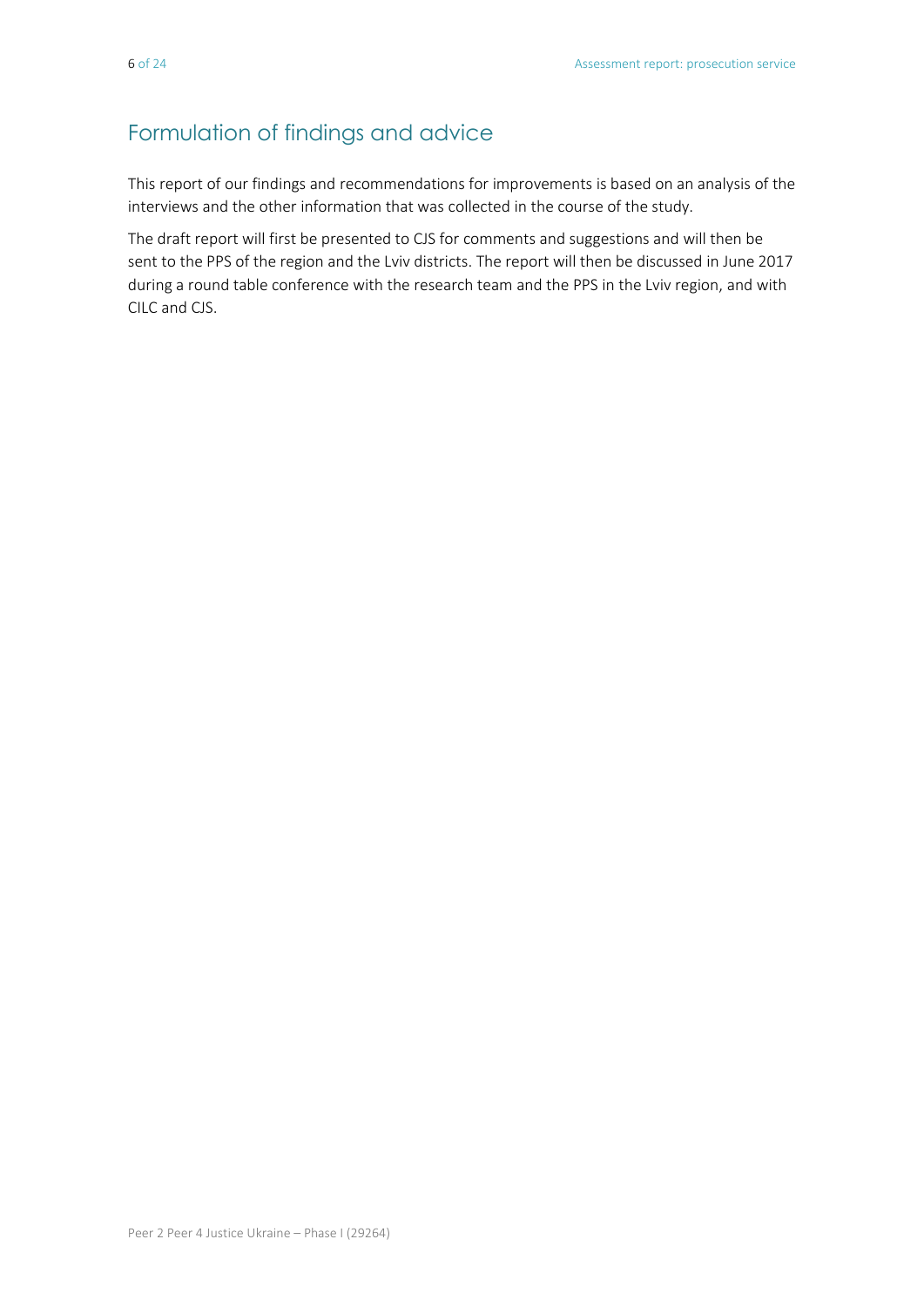## Formulation of findings and advice

This report of our findings and recommendations for improvements is based on an analysis of the interviews and the other information that was collected in the course of the study.

The draft report will first be presented to CJS for comments and suggestions and will then be sent to the PPS of the region and the Lviv districts. The report will then be discussed in June 2017 during a round table conference with the research team and the PPS in the Lviv region, and with CILC and CJS.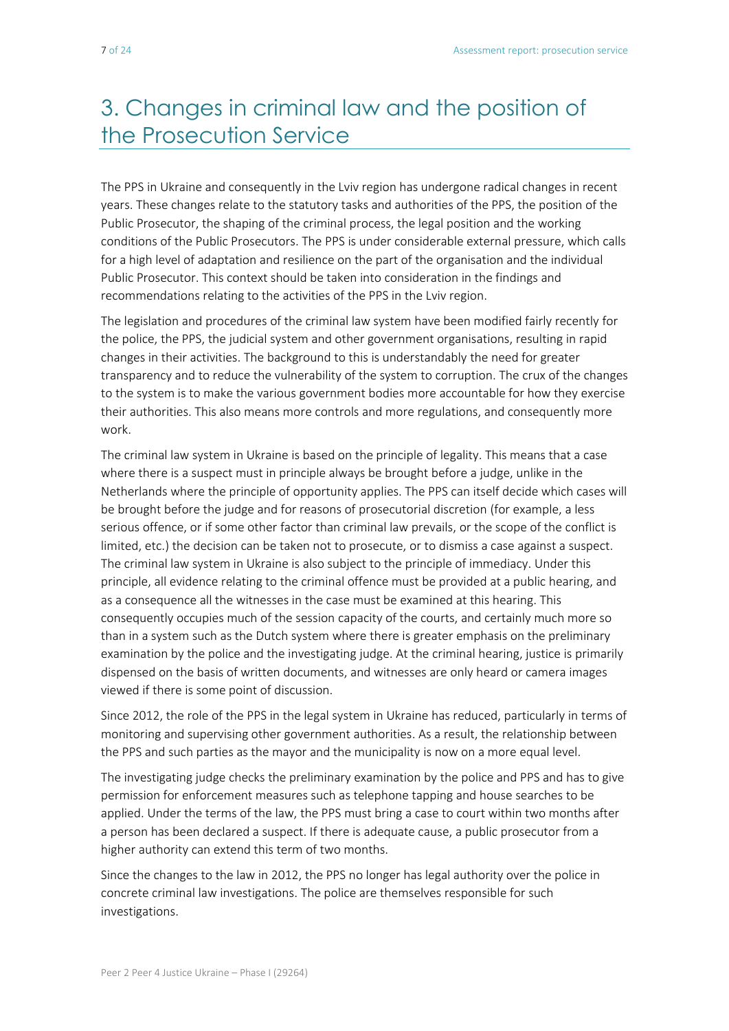# 3. Changes in criminal law and the position of the Prosecution Service

The PPS in Ukraine and consequently in the Lviv region has undergone radical changes in recent years. These changes relate to the statutory tasks and authorities of the PPS, the position of the Public Prosecutor, the shaping of the criminal process, the legal position and the working conditions of the Public Prosecutors. The PPS is under considerable external pressure, which calls for a high level of adaptation and resilience on the part of the organisation and the individual Public Prosecutor. This context should be taken into consideration in the findings and recommendations relating to the activities of the PPS in the Lviv region.

The legislation and procedures of the criminal law system have been modified fairly recently for the police, the PPS, the judicial system and other government organisations, resulting in rapid changes in their activities. The background to this is understandably the need for greater transparency and to reduce the vulnerability of the system to corruption. The crux of the changes to the system is to make the various government bodies more accountable for how they exercise their authorities. This also means more controls and more regulations, and consequently more work.

The criminal law system in Ukraine is based on the principle of legality. This means that a case where there is a suspect must in principle always be brought before a judge, unlike in the Netherlands where the principle of opportunity applies. The PPS can itself decide which cases will be brought before the judge and for reasons of prosecutorial discretion (for example, a less serious offence, or if some other factor than criminal law prevails, or the scope of the conflict is limited, etc.) the decision can be taken not to prosecute, or to dismiss a case against a suspect. The criminal law system in Ukraine is also subject to the principle of immediacy. Under this principle, all evidence relating to the criminal offence must be provided at a public hearing, and as a consequence all the witnesses in the case must be examined at this hearing. This consequently occupies much of the session capacity of the courts, and certainly much more so than in a system such as the Dutch system where there is greater emphasis on the preliminary examination by the police and the investigating judge. At the criminal hearing, justice is primarily dispensed on the basis of written documents, and witnesses are only heard or camera images viewed if there is some point of discussion.

Since 2012, the role of the PPS in the legal system in Ukraine has reduced, particularly in terms of monitoring and supervising other government authorities. As a result, the relationship between the PPS and such parties as the mayor and the municipality is now on a more equal level.

The investigating judge checks the preliminary examination by the police and PPS and has to give permission for enforcement measures such as telephone tapping and house searches to be applied. Under the terms of the law, the PPS must bring a case to court within two months after a person has been declared a suspect. If there is adequate cause, a public prosecutor from a higher authority can extend this term of two months.

Since the changes to the law in 2012, the PPS no longer has legal authority over the police in concrete criminal law investigations. The police are themselves responsible for such investigations.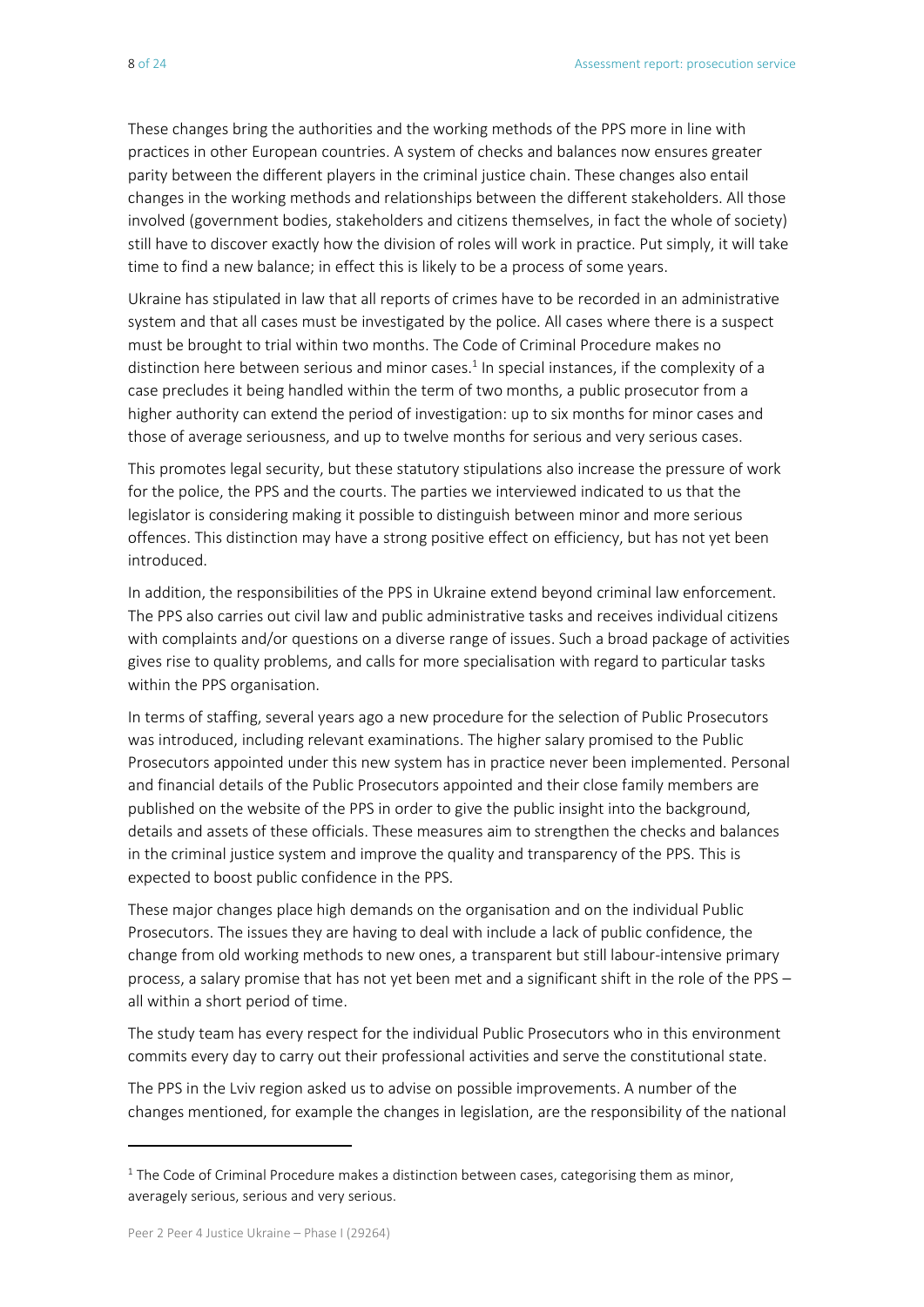These changes bring the authorities and the working methods of the PPS more in line with practices in other European countries. A system of checks and balances now ensures greater parity between the different players in the criminal justice chain. These changes also entail changes in the working methods and relationships between the different stakeholders. All those involved (government bodies, stakeholders and citizens themselves, in fact the whole of society) still have to discover exactly how the division of roles will work in practice. Put simply, it will take time to find a new balance; in effect this is likely to be a process of some years.

Ukraine has stipulated in law that all reports of crimes have to be recorded in an administrative system and that all cases must be investigated by the police. All cases where there is a suspect must be brought to trial within two months. The Code of Criminal Procedure makes no distinction here between serious and minor cases.[1] In special instances, if the complexity of a case precludes it being handled within the term of two months, a public prosecutor from a higher authority can extend the period of investigation: up to six months for minor cases and those of average seriousness, and up to twelve months for serious and very serious cases.

This promotes legal security, but these statutory stipulations also increase the pressure of work for the police, the PPS and the courts. The parties we interviewed indicated to us that the legislator is considering making it possible to distinguish between minor and more serious offences. This distinction may have a strong positive effect on efficiency, but has not yet been introduced.

In addition, the responsibilities of the PPS in Ukraine extend beyond criminal law enforcement. The PPS also carries out civil law and public administrative tasks and receives individual citizens with complaints and/or questions on a diverse range of issues. Such a broad package of activities gives rise to quality problems, and calls for more specialisation with regard to particular tasks within the PPS organisation.

In terms of staffing, several years ago a new procedure for the selection of Public Prosecutors was introduced, including relevant examinations. The higher salary promised to the Public Prosecutors appointed under this new system has in practice never been implemented. Personal and financial details of the Public Prosecutors appointed and their close family members are published on the website of the PPS in order to give the public insight into the background, details and assets of these officials. These measures aim to strengthen the checks and balances in the criminal justice system and improve the quality and transparency of the PPS. This is expected to boost public confidence in the PPS.

These major changes place high demands on the organisation and on the individual Public Prosecutors. The issues they are having to deal with include a lack of public confidence, the change from old working methods to new ones, a transparent but still labour-intensive primary process, a salary promise that has not yet been met and a significant shift in the role of the PPS – all within a short period of time.

The study team has every respect for the individual Public Prosecutors who in this environment commits every day to carry out their professional activities and serve the constitutional state.

The PPS in the Lviv region asked us to advise on possible improvements. A number of the changes mentioned, for example the changes in legislation, are the responsibility of the national

[1] The Code of Criminal Procedure makes a distinction between cases, categorising them as minor, averagely serious, serious and very serious.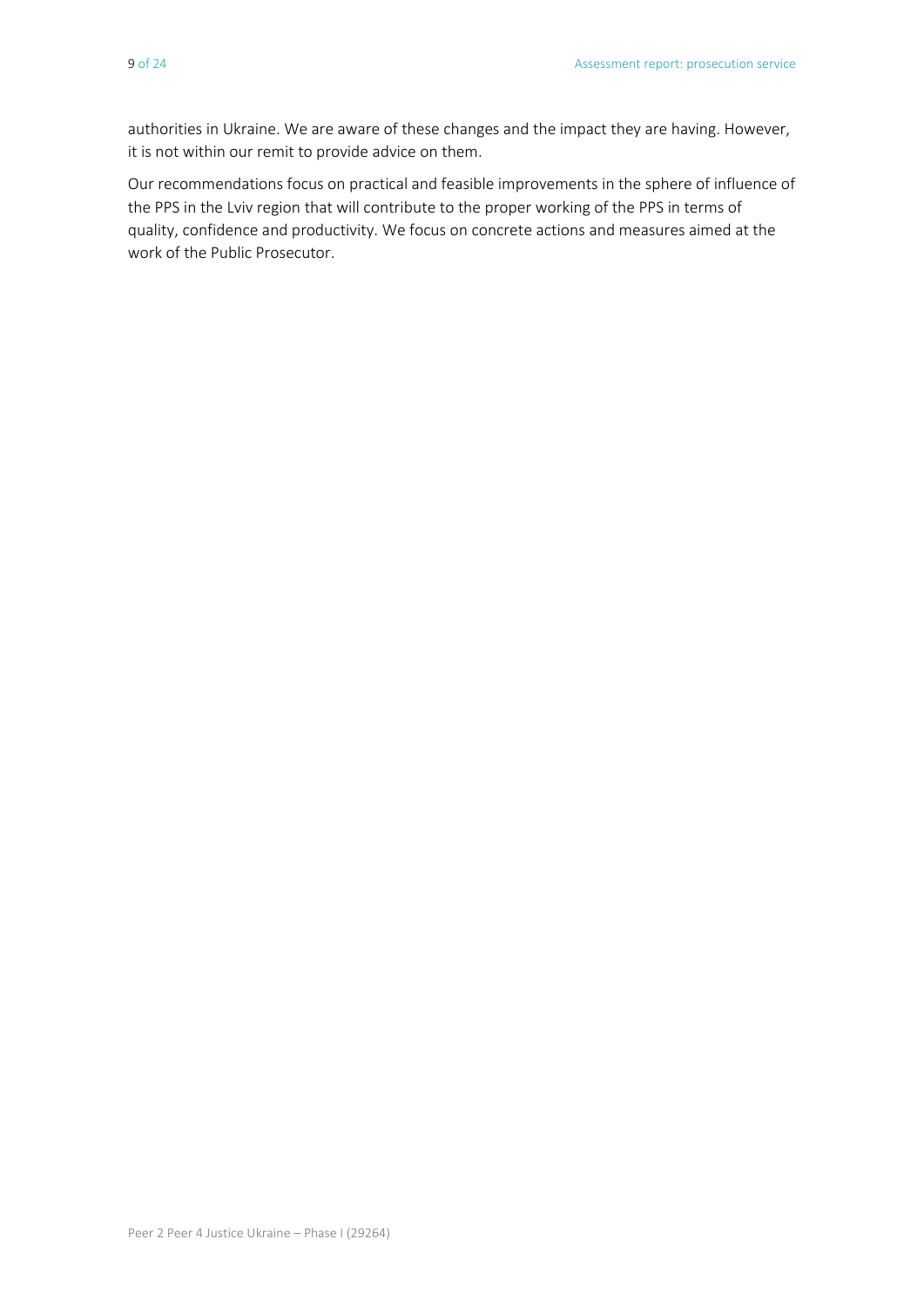authorities in Ukraine. We are aware of these changes and the impact they are having. However, it is not within our remit to provide advice on them.

Our recommendations focus on practical and feasible improvements in the sphere of influence of the PPS in the Lviv region that will contribute to the proper working of the PPS in terms of quality, confidence and productivity. We focus on concrete actions and measures aimed at the work of the Public Prosecutor.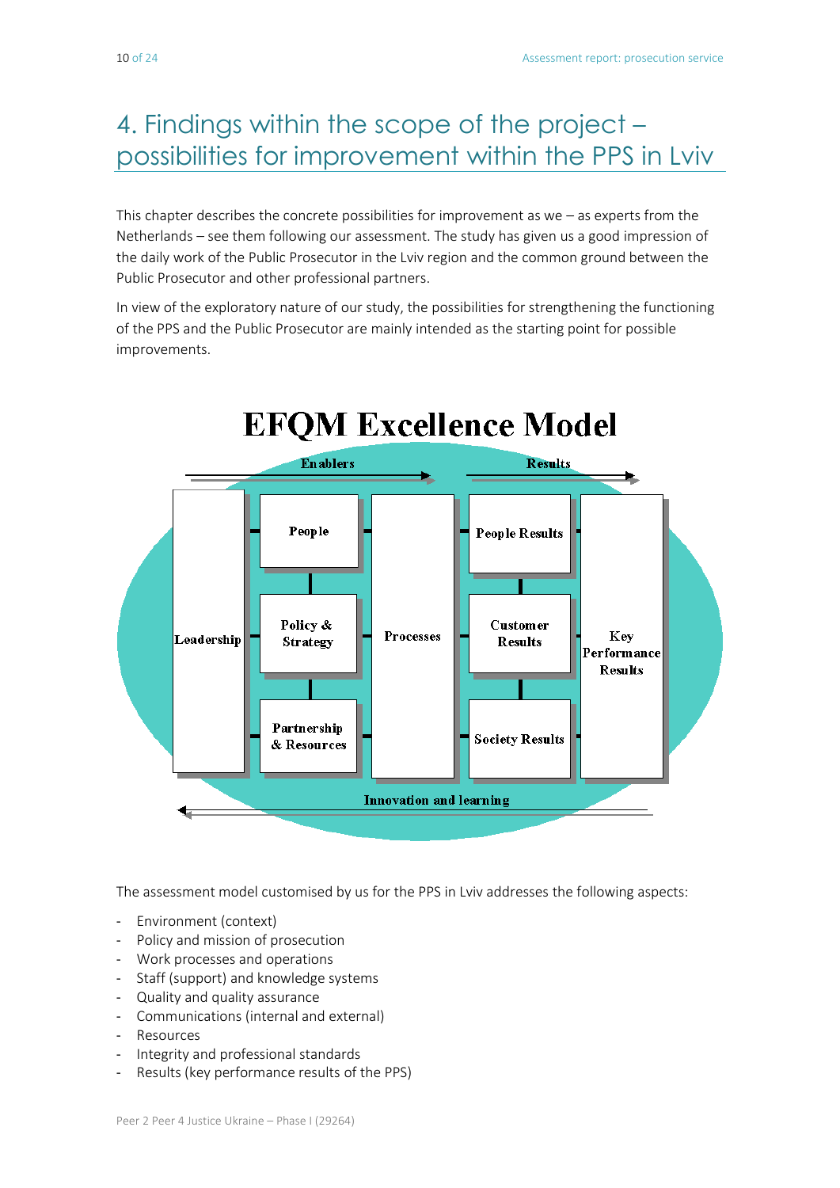# 4. Findings within the scope of the project – possibilities for improvement within the PPS in Lviv

This chapter describes the concrete possibilities for improvement as we – as experts from the Netherlands – see them following our assessment. The study has given us a good impression of the daily work of the Public Prosecutor in the Lviv region and the common ground between the Public Prosecutor and other professional partners.

In view of the exploratory nature of our study, the possibilities for strengthening the functioning of the PPS and the Public Prosecutor are mainly intended as the starting point for possible improvements.

**EFQM Excellence Model**

The assessment model customised by us for the PPS in Lviv addresses the following aspects:

- Environment (context)
- Policy and mission of prosecution
- Work processes and operations
- Staff (support) and knowledge systems
- Quality and quality assurance
- Communications (internal and external)
- Resources
- Integrity and professional standards
- Results (key performance results of the PPS)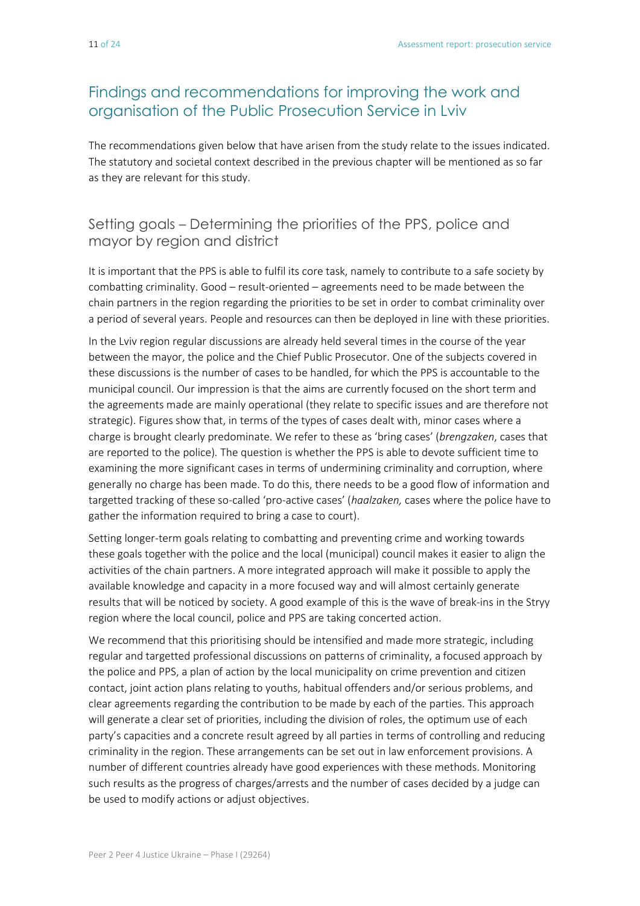## Findings and recommendations for improving the work and organisation of the Public Prosecution Service in Lviv

The recommendations given below that have arisen from the study relate to the issues indicated. The statutory and societal context described in the previous chapter will be mentioned as so far as they are relevant for this study.

### Setting goals – Determining the priorities of the PPS, police and mayor by region and district

It is important that the PPS is able to fulfil its core task, namely to contribute to a safe society by combatting criminality. Good – result-oriented – agreements need to be made between the chain partners in the region regarding the priorities to be set in order to combat criminality over a period of several years. People and resources can then be deployed in line with these priorities.

In the Lviv region regular discussions are already held several times in the course of the year between the mayor, the police and the Chief Public Prosecutor. One of the subjects covered in these discussions is the number of cases to be handled, for which the PPS is accountable to the municipal council. Our impression is that the aims are currently focused on the short term and the agreements made are mainly operational (they relate to specific issues and are therefore not strategic). Figures show that, in terms of the types of cases dealt with, minor cases where a charge is brought clearly predominate. We refer to these as 'bring cases' (*brengzaken*, cases that are reported to the police). The question is whether the PPS is able to devote sufficient time to examining the more significant cases in terms of undermining criminality and corruption, where generally no charge has been made. To do this, there needs to be a good flow of information and targetted tracking of these so-called 'pro-active cases' (*haalzaken,* cases where the police have to gather the information required to bring a case to court).

Setting longer-term goals relating to combatting and preventing crime and working towards these goals together with the police and the local (municipal) council makes it easier to align the activities of the chain partners. A more integrated approach will make it possible to apply the available knowledge and capacity in a more focused way and will almost certainly generate results that will be noticed by society. A good example of this is the wave of break-ins in the Stryy region where the local council, police and PPS are taking concerted action.

We recommend that this prioritising should be intensified and made more strategic, including regular and targetted professional discussions on patterns of criminality, a focused approach by the police and PPS, a plan of action by the local municipality on crime prevention and citizen contact, joint action plans relating to youths, habitual offenders and/or serious problems, and clear agreements regarding the contribution to be made by each of the parties. This approach will generate a clear set of priorities, including the division of roles, the optimum use of each party's capacities and a concrete result agreed by all parties in terms of controlling and reducing criminality in the region. These arrangements can be set out in law enforcement provisions. A number of different countries already have good experiences with these methods. Monitoring such results as the progress of charges/arrests and the number of cases decided by a judge can be used to modify actions or adjust objectives.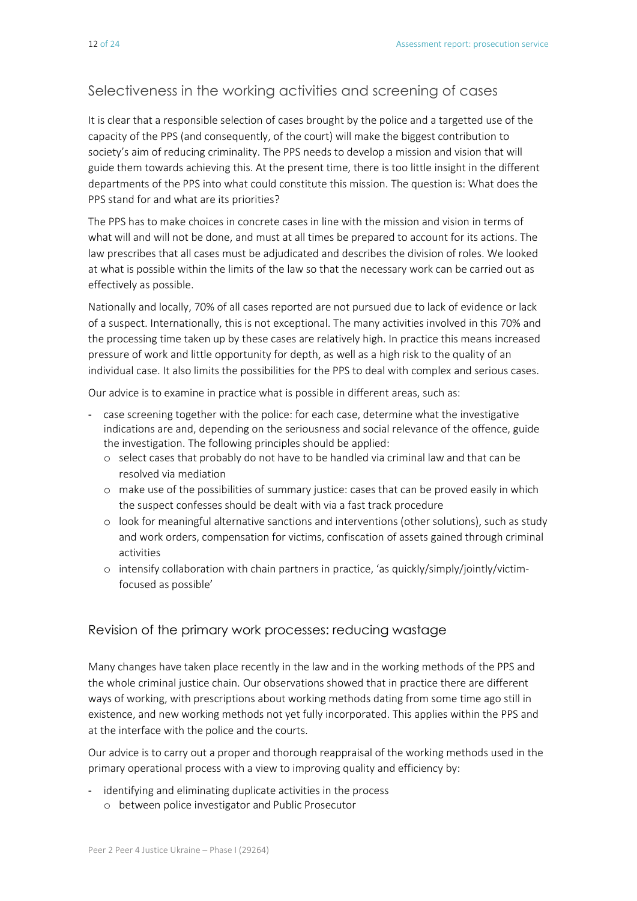## Selectiveness in the working activities and screening of cases

It is clear that a responsible selection of cases brought by the police and a targetted use of the capacity of the PPS (and consequently, of the court) will make the biggest contribution to society's aim of reducing criminality. The PPS needs to develop a mission and vision that will guide them towards achieving this. At the present time, there is too little insight in the different departments of the PPS into what could constitute this mission. The question is: What does the PPS stand for and what are its priorities?

The PPS has to make choices in concrete cases in line with the mission and vision in terms of what will and will not be done, and must at all times be prepared to account for its actions. The law prescribes that all cases must be adjudicated and describes the division of roles. We looked at what is possible within the limits of the law so that the necessary work can be carried out as effectively as possible.

Nationally and locally, 70% of all cases reported are not pursued due to lack of evidence or lack of a suspect. Internationally, this is not exceptional. The many activities involved in this 70% and the processing time taken up by these cases are relatively high. In practice this means increased pressure of work and little opportunity for depth, as well as a high risk to the quality of an individual case. It also limits the possibilities for the PPS to deal with complex and serious cases.

Our advice is to examine in practice what is possible in different areas, such as:

- case screening together with the police: for each case, determine what the investigative indications are and, depending on the seriousness and social relevance of the offence, guide the investigation. The following principles should be applied:
  - select cases that probably do not have to be handled via criminal law and that can be resolved via mediation
  - make use of the possibilities of summary justice: cases that can be proved easily in which the suspect confesses should be dealt with via a fast track procedure
  - look for meaningful alternative sanctions and interventions (other solutions), such as study and work orders, compensation for victims, confiscation of assets gained through criminal activities
  - intensify collaboration with chain partners in practice, 'as quickly/simply/jointly/victim-focused as possible'

## Revision of the primary work processes: reducing wastage

Many changes have taken place recently in the law and in the working methods of the PPS and the whole criminal justice chain. Our observations showed that in practice there are different ways of working, with prescriptions about working methods dating from some time ago still in existence, and new working methods not yet fully incorporated. This applies within the PPS and at the interface with the police and the courts.

Our advice is to carry out a proper and thorough reappraisal of the working methods used in the primary operational process with a view to improving quality and efficiency by:

- identifying and eliminating duplicate activities in the process
  - between police investigator and Public Prosecutor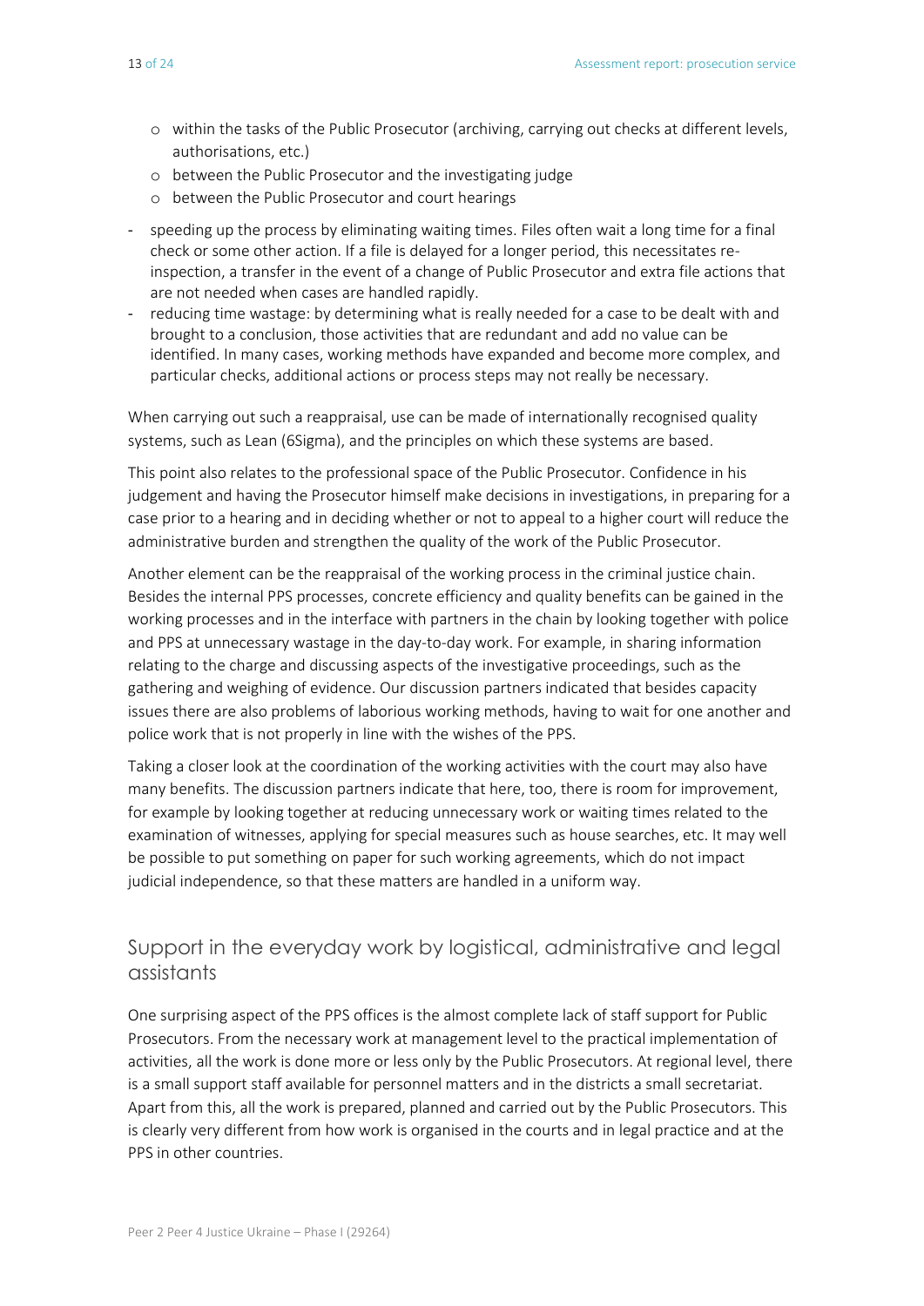- within the tasks of the Public Prosecutor (archiving, carrying out checks at different levels, authorisations, etc.)
  - between the Public Prosecutor and the investigating judge
  - between the Public Prosecutor and court hearings
- speeding up the process by eliminating waiting times. Files often wait a long time for a final check or some other action. If a file is delayed for a longer period, this necessitates re-inspection, a transfer in the event of a change of Public Prosecutor and extra file actions that are not needed when cases are handled rapidly.
- reducing time wastage: by determining what is really needed for a case to be dealt with and brought to a conclusion, those activities that are redundant and add no value can be identified. In many cases, working methods have expanded and become more complex, and particular checks, additional actions or process steps may not really be necessary.

When carrying out such a reappraisal, use can be made of internationally recognised quality systems, such as Lean (6Sigma), and the principles on which these systems are based.

This point also relates to the professional space of the Public Prosecutor. Confidence in his judgement and having the Prosecutor himself make decisions in investigations, in preparing for a case prior to a hearing and in deciding whether or not to appeal to a higher court will reduce the administrative burden and strengthen the quality of the work of the Public Prosecutor.

Another element can be the reappraisal of the working process in the criminal justice chain. Besides the internal PPS processes, concrete efficiency and quality benefits can be gained in the working processes and in the interface with partners in the chain by looking together with police and PPS at unnecessary wastage in the day-to-day work. For example, in sharing information relating to the charge and discussing aspects of the investigative proceedings, such as the gathering and weighing of evidence. Our discussion partners indicated that besides capacity issues there are also problems of laborious working methods, having to wait for one another and police work that is not properly in line with the wishes of the PPS.

Taking a closer look at the coordination of the working activities with the court may also have many benefits. The discussion partners indicate that here, too, there is room for improvement, for example by looking together at reducing unnecessary work or waiting times related to the examination of witnesses, applying for special measures such as house searches, etc. It may well be possible to put something on paper for such working agreements, which do not impact judicial independence, so that these matters are handled in a uniform way.

## Support in the everyday work by logistical, administrative and legal assistants

One surprising aspect of the PPS offices is the almost complete lack of staff support for Public Prosecutors. From the necessary work at management level to the practical implementation of activities, all the work is done more or less only by the Public Prosecutors. At regional level, there is a small support staff available for personnel matters and in the districts a small secretariat. Apart from this, all the work is prepared, planned and carried out by the Public Prosecutors. This is clearly very different from how work is organised in the courts and in legal practice and at the PPS in other countries.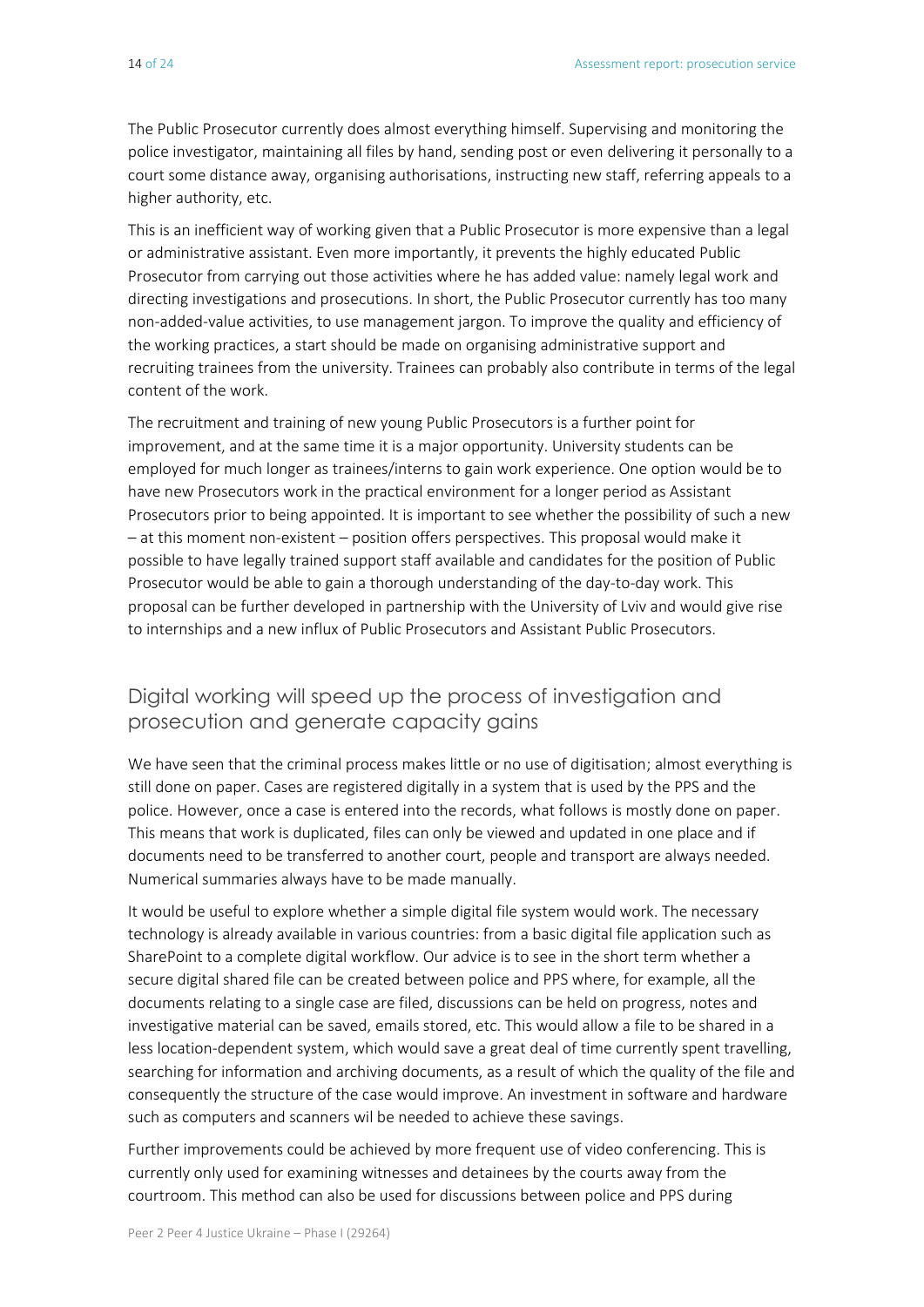The Public Prosecutor currently does almost everything himself. Supervising and monitoring the police investigator, maintaining all files by hand, sending post or even delivering it personally to a court some distance away, organising authorisations, instructing new staff, referring appeals to a higher authority, etc.

This is an inefficient way of working given that a Public Prosecutor is more expensive than a legal or administrative assistant. Even more importantly, it prevents the highly educated Public Prosecutor from carrying out those activities where he has added value: namely legal work and directing investigations and prosecutions. In short, the Public Prosecutor currently has too many non-added-value activities, to use management jargon. To improve the quality and efficiency of the working practices, a start should be made on organising administrative support and recruiting trainees from the university. Trainees can probably also contribute in terms of the legal content of the work.

The recruitment and training of new young Public Prosecutors is a further point for improvement, and at the same time it is a major opportunity. University students can be employed for much longer as trainees/interns to gain work experience. One option would be to have new Prosecutors work in the practical environment for a longer period as Assistant Prosecutors prior to being appointed. It is important to see whether the possibility of such a new – at this moment non-existent – position offers perspectives. This proposal would make it possible to have legally trained support staff available and candidates for the position of Public Prosecutor would be able to gain a thorough understanding of the day-to-day work. This proposal can be further developed in partnership with the University of Lviv and would give rise to internships and a new influx of Public Prosecutors and Assistant Public Prosecutors.

## Digital working will speed up the process of investigation and prosecution and generate capacity gains

We have seen that the criminal process makes little or no use of digitisation; almost everything is still done on paper. Cases are registered digitally in a system that is used by the PPS and the police. However, once a case is entered into the records, what follows is mostly done on paper. This means that work is duplicated, files can only be viewed and updated in one place and if documents need to be transferred to another court, people and transport are always needed. Numerical summaries always have to be made manually.

It would be useful to explore whether a simple digital file system would work. The necessary technology is already available in various countries: from a basic digital file application such as SharePoint to a complete digital workflow. Our advice is to see in the short term whether a secure digital shared file can be created between police and PPS where, for example, all the documents relating to a single case are filed, discussions can be held on progress, notes and investigative material can be saved, emails stored, etc. This would allow a file to be shared in a less location-dependent system, which would save a great deal of time currently spent travelling, searching for information and archiving documents, as a result of which the quality of the file and consequently the structure of the case would improve. An investment in software and hardware such as computers and scanners wil be needed to achieve these savings.

Further improvements could be achieved by more frequent use of video conferencing. This is currently only used for examining witnesses and detainees by the courts away from the courtroom. This method can also be used for discussions between police and PPS during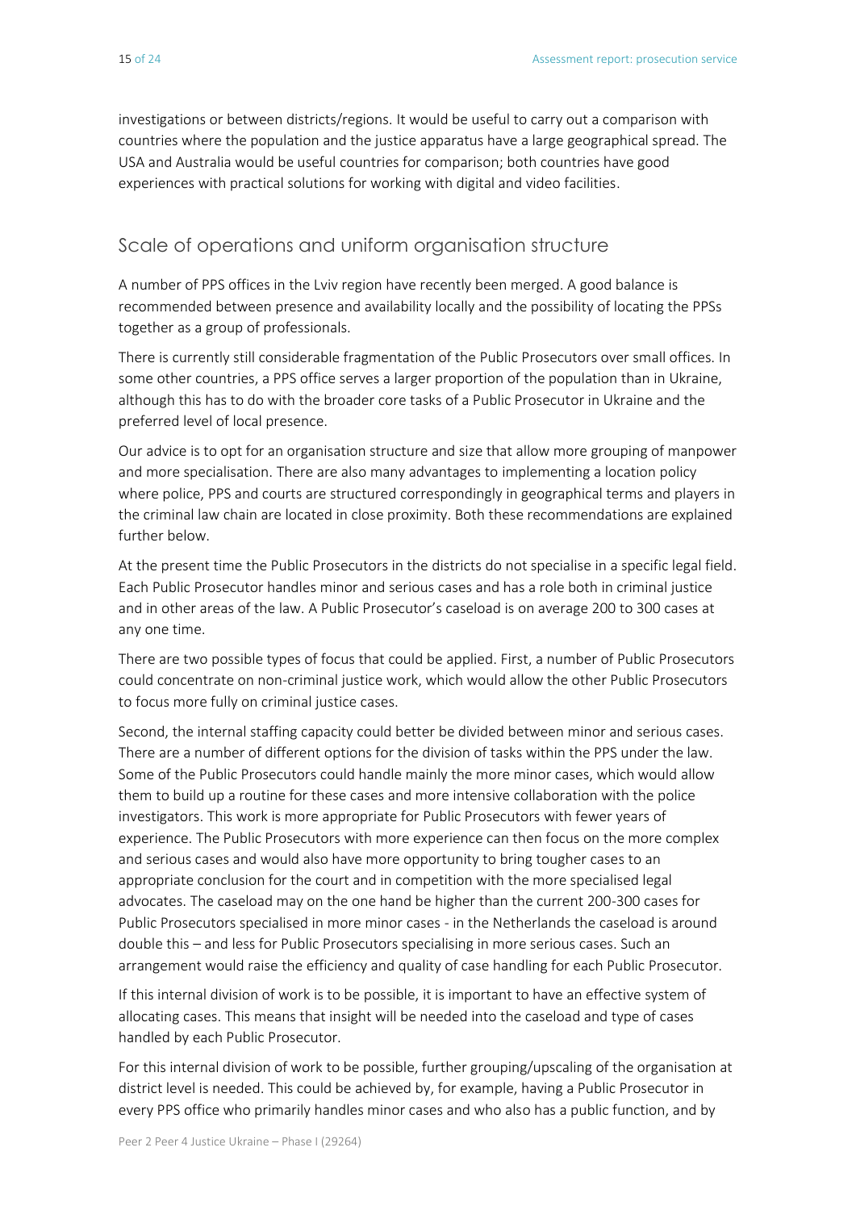investigations or between districts/regions. It would be useful to carry out a comparison with countries where the population and the justice apparatus have a large geographical spread. The USA and Australia would be useful countries for comparison; both countries have good experiences with practical solutions for working with digital and video facilities.

## Scale of operations and uniform organisation structure

A number of PPS offices in the Lviv region have recently been merged. A good balance is recommended between presence and availability locally and the possibility of locating the PPSs together as a group of professionals.

There is currently still considerable fragmentation of the Public Prosecutors over small offices. In some other countries, a PPS office serves a larger proportion of the population than in Ukraine, although this has to do with the broader core tasks of a Public Prosecutor in Ukraine and the preferred level of local presence.

Our advice is to opt for an organisation structure and size that allow more grouping of manpower and more specialisation. There are also many advantages to implementing a location policy where police, PPS and courts are structured correspondingly in geographical terms and players in the criminal law chain are located in close proximity. Both these recommendations are explained further below.

At the present time the Public Prosecutors in the districts do not specialise in a specific legal field. Each Public Prosecutor handles minor and serious cases and has a role both in criminal justice and in other areas of the law. A Public Prosecutor's caseload is on average 200 to 300 cases at any one time.

There are two possible types of focus that could be applied. First, a number of Public Prosecutors could concentrate on non-criminal justice work, which would allow the other Public Prosecutors to focus more fully on criminal justice cases.

Second, the internal staffing capacity could better be divided between minor and serious cases. There are a number of different options for the division of tasks within the PPS under the law. Some of the Public Prosecutors could handle mainly the more minor cases, which would allow them to build up a routine for these cases and more intensive collaboration with the police investigators. This work is more appropriate for Public Prosecutors with fewer years of experience. The Public Prosecutors with more experience can then focus on the more complex and serious cases and would also have more opportunity to bring tougher cases to an appropriate conclusion for the court and in competition with the more specialised legal advocates. The caseload may on the one hand be higher than the current 200-300 cases for Public Prosecutors specialised in more minor cases - in the Netherlands the caseload is around double this – and less for Public Prosecutors specialising in more serious cases. Such an arrangement would raise the efficiency and quality of case handling for each Public Prosecutor.

If this internal division of work is to be possible, it is important to have an effective system of allocating cases. This means that insight will be needed into the caseload and type of cases handled by each Public Prosecutor.

For this internal division of work to be possible, further grouping/upscaling of the organisation at district level is needed. This could be achieved by, for example, having a Public Prosecutor in every PPS office who primarily handles minor cases and who also has a public function, and by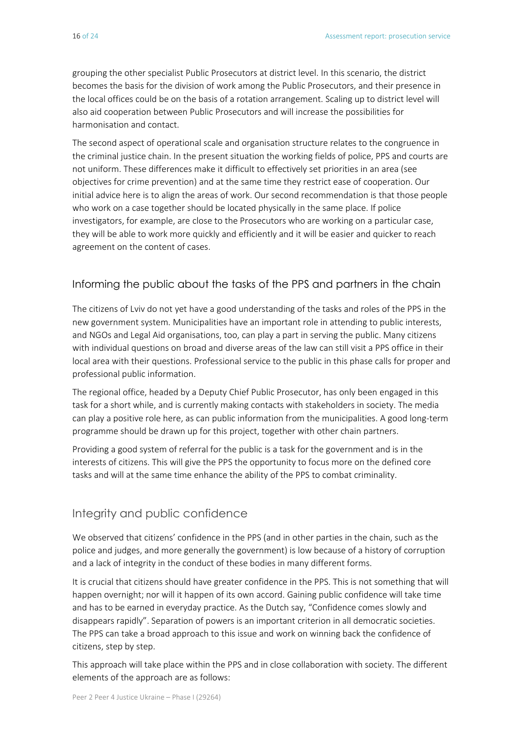grouping the other specialist Public Prosecutors at district level. In this scenario, the district becomes the basis for the division of work among the Public Prosecutors, and their presence in the local offices could be on the basis of a rotation arrangement. Scaling up to district level will also aid cooperation between Public Prosecutors and will increase the possibilities for harmonisation and contact.

The second aspect of operational scale and organisation structure relates to the congruence in the criminal justice chain. In the present situation the working fields of police, PPS and courts are not uniform. These differences make it difficult to effectively set priorities in an area (see objectives for crime prevention) and at the same time they restrict ease of cooperation. Our initial advice here is to align the areas of work. Our second recommendation is that those people who work on a case together should be located physically in the same place. If police investigators, for example, are close to the Prosecutors who are working on a particular case, they will be able to work more quickly and efficiently and it will be easier and quicker to reach agreement on the content of cases.

## Informing the public about the tasks of the PPS and partners in the chain

The citizens of Lviv do not yet have a good understanding of the tasks and roles of the PPS in the new government system. Municipalities have an important role in attending to public interests, and NGOs and Legal Aid organisations, too, can play a part in serving the public. Many citizens with individual questions on broad and diverse areas of the law can still visit a PPS office in their local area with their questions. Professional service to the public in this phase calls for proper and professional public information.

The regional office, headed by a Deputy Chief Public Prosecutor, has only been engaged in this task for a short while, and is currently making contacts with stakeholders in society. The media can play a positive role here, as can public information from the municipalities. A good long-term programme should be drawn up for this project, together with other chain partners.

Providing a good system of referral for the public is a task for the government and is in the interests of citizens. This will give the PPS the opportunity to focus more on the defined core tasks and will at the same time enhance the ability of the PPS to combat criminality.

## Integrity and public confidence

We observed that citizens' confidence in the PPS (and in other parties in the chain, such as the police and judges, and more generally the government) is low because of a history of corruption and a lack of integrity in the conduct of these bodies in many different forms.

It is crucial that citizens should have greater confidence in the PPS. This is not something that will happen overnight; nor will it happen of its own accord. Gaining public confidence will take time and has to be earned in everyday practice. As the Dutch say, "Confidence comes slowly and disappears rapidly". Separation of powers is an important criterion in all democratic societies. The PPS can take a broad approach to this issue and work on winning back the confidence of citizens, step by step.

This approach will take place within the PPS and in close collaboration with society. The different elements of the approach are as follows: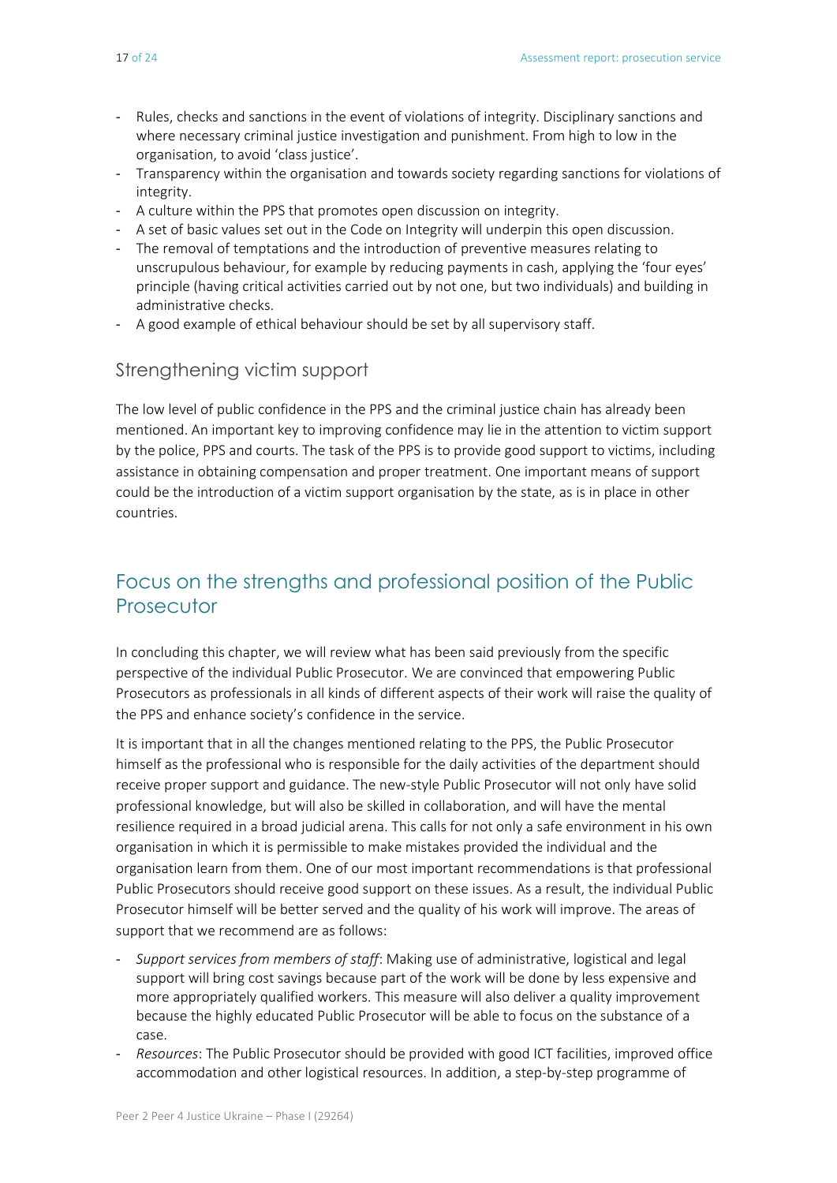- Rules, checks and sanctions in the event of violations of integrity. Disciplinary sanctions and where necessary criminal justice investigation and punishment. From high to low in the organisation, to avoid 'class justice'.
- Transparency within the organisation and towards society regarding sanctions for violations of integrity.
- A culture within the PPS that promotes open discussion on integrity.
- A set of basic values set out in the Code on Integrity will underpin this open discussion.
- The removal of temptations and the introduction of preventive measures relating to unscrupulous behaviour, for example by reducing payments in cash, applying the 'four eyes' principle (having critical activities carried out by not one, but two individuals) and building in administrative checks.
- A good example of ethical behaviour should be set by all supervisory staff.

### Strengthening victim support

The low level of public confidence in the PPS and the criminal justice chain has already been mentioned. An important key to improving confidence may lie in the attention to victim support by the police, PPS and courts. The task of the PPS is to provide good support to victims, including assistance in obtaining compensation and proper treatment. One important means of support could be the introduction of a victim support organisation by the state, as is in place in other countries.

## Focus on the strengths and professional position of the Public Prosecutor

In concluding this chapter, we will review what has been said previously from the specific perspective of the individual Public Prosecutor. We are convinced that empowering Public Prosecutors as professionals in all kinds of different aspects of their work will raise the quality of the PPS and enhance society's confidence in the service.

It is important that in all the changes mentioned relating to the PPS, the Public Prosecutor himself as the professional who is responsible for the daily activities of the department should receive proper support and guidance. The new-style Public Prosecutor will not only have solid professional knowledge, but will also be skilled in collaboration, and will have the mental resilience required in a broad judicial arena. This calls for not only a safe environment in his own organisation in which it is permissible to make mistakes provided the individual and the organisation learn from them. One of our most important recommendations is that professional Public Prosecutors should receive good support on these issues. As a result, the individual Public Prosecutor himself will be better served and the quality of his work will improve. The areas of support that we recommend are as follows:

- *Support services from members of staff*: Making use of administrative, logistical and legal support will bring cost savings because part of the work will be done by less expensive and more appropriately qualified workers. This measure will also deliver a quality improvement because the highly educated Public Prosecutor will be able to focus on the substance of a case.
- *Resources*: The Public Prosecutor should be provided with good ICT facilities, improved office accommodation and other logistical resources. In addition, a step-by-step programme of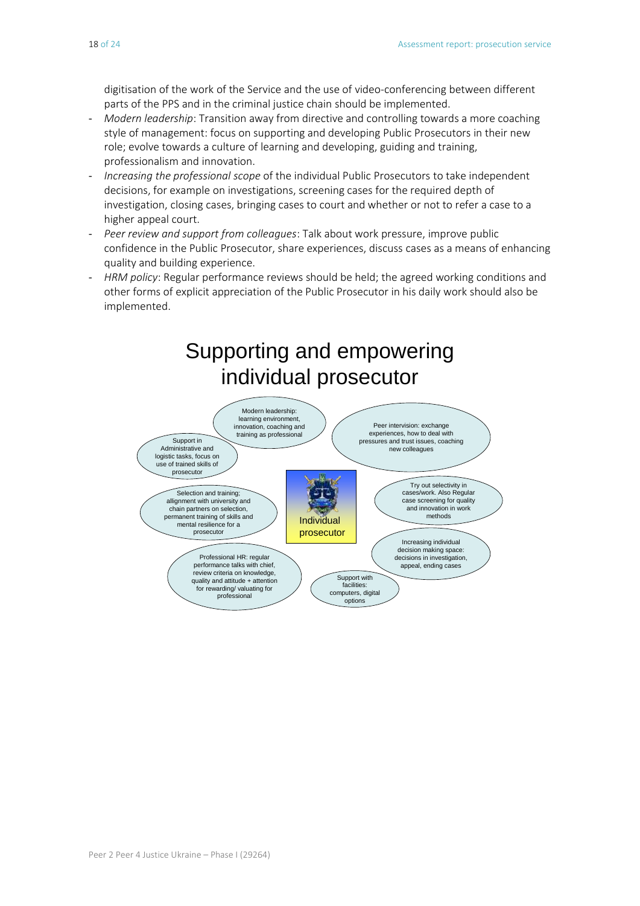digitisation of the work of the Service and the use of video-conferencing between different parts of the PPS and in the criminal justice chain should be implemented.

- *Modern leadership*: Transition away from directive and controlling towards a more coaching style of management: focus on supporting and developing Public Prosecutors in their new role; evolve towards a culture of learning and developing, guiding and training, professionalism and innovation.
- *Increasing the professional scope* of the individual Public Prosecutors to take independent decisions, for example on investigations, screening cases for the required depth of investigation, closing cases, bringing cases to court and whether or not to refer a case to a higher appeal court.
- *Peer review and support from colleagues*: Talk about work pressure, improve public confidence in the Public Prosecutor, share experiences, discuss cases as a means of enhancing quality and building experience.
- *HRM policy*: Regular performance reviews should be held; the agreed working conditions and other forms of explicit appreciation of the Public Prosecutor in his daily work should also be implemented.

## Supporting and empowering individual prosecutor

Individual prosecutor

- Modern leadership: learning environment, innovation, coaching and training as professional
- Peer intervision: exchange experiences, how to deal with pressures and trust issues, coaching new colleagues
- Support in Administrative and logistic tasks, focus on use of trained skills of prosecutor
- Try out selectivity in cases/work. Also Regular case screening for quality and innovation in work methods
- Selection and training; allignment with university and chain partners on selection, permanent training of skills and mental resilience for a prosecutor
- Increasing individual decision making space: decisions in investigation, appeal, ending cases
- Professional HR: regular performance talks with chief, review criteria on knowledge, quality and attitude + attention for rewarding/ valuating for professional
- Support with facilities: computers, digital options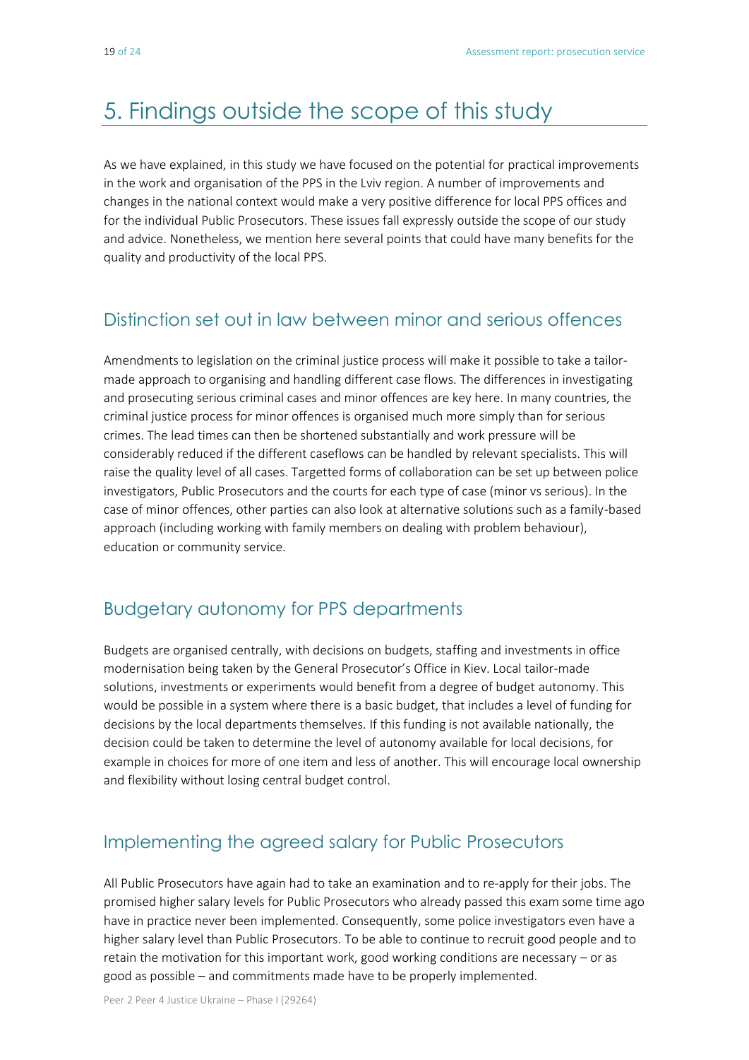# 5. Findings outside the scope of this study

As we have explained, in this study we have focused on the potential for practical improvements in the work and organisation of the PPS in the Lviv region. A number of improvements and changes in the national context would make a very positive difference for local PPS offices and for the individual Public Prosecutors. These issues fall expressly outside the scope of our study and advice. Nonetheless, we mention here several points that could have many benefits for the quality and productivity of the local PPS.

## Distinction set out in law between minor and serious offences

Amendments to legislation on the criminal justice process will make it possible to take a tailor-made approach to organising and handling different case flows. The differences in investigating and prosecuting serious criminal cases and minor offences are key here. In many countries, the criminal justice process for minor offences is organised much more simply than for serious crimes. The lead times can then be shortened substantially and work pressure will be considerably reduced if the different caseflows can be handled by relevant specialists. This will raise the quality level of all cases. Targetted forms of collaboration can be set up between police investigators, Public Prosecutors and the courts for each type of case (minor vs serious). In the case of minor offences, other parties can also look at alternative solutions such as a family-based approach (including working with family members on dealing with problem behaviour), education or community service.

## Budgetary autonomy for PPS departments

Budgets are organised centrally, with decisions on budgets, staffing and investments in office modernisation being taken by the General Prosecutor's Office in Kiev. Local tailor-made solutions, investments or experiments would benefit from a degree of budget autonomy. This would be possible in a system where there is a basic budget, that includes a level of funding for decisions by the local departments themselves. If this funding is not available nationally, the decision could be taken to determine the level of autonomy available for local decisions, for example in choices for more of one item and less of another. This will encourage local ownership and flexibility without losing central budget control.

## Implementing the agreed salary for Public Prosecutors

All Public Prosecutors have again had to take an examination and to re-apply for their jobs. The promised higher salary levels for Public Prosecutors who already passed this exam some time ago have in practice never been implemented. Consequently, some police investigators even have a higher salary level than Public Prosecutors. To be able to continue to recruit good people and to retain the motivation for this important work, good working conditions are necessary – or as good as possible – and commitments made have to be properly implemented.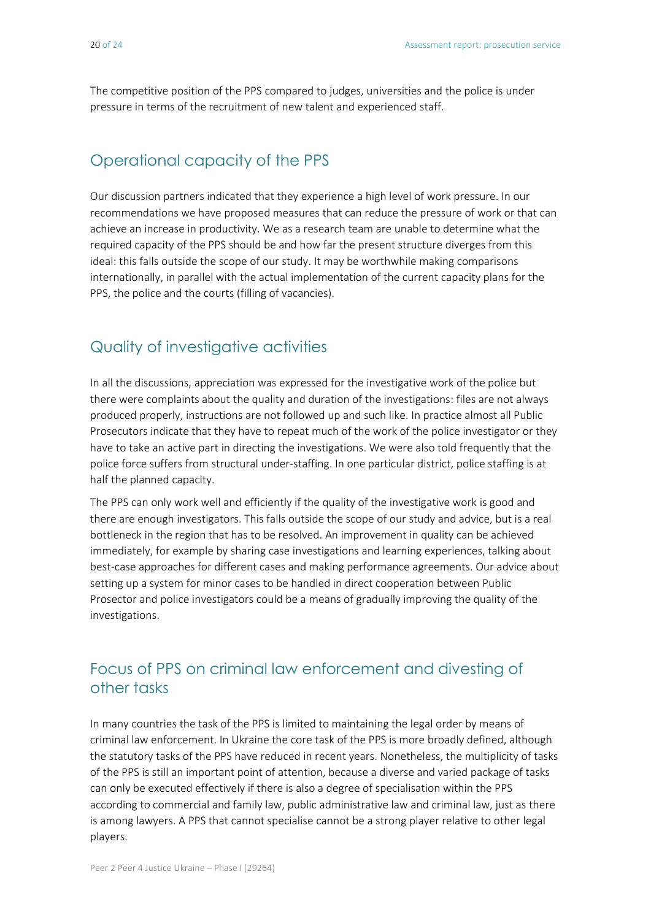The competitive position of the PPS compared to judges, universities and the police is under pressure in terms of the recruitment of new talent and experienced staff.

## Operational capacity of the PPS

Our discussion partners indicated that they experience a high level of work pressure. In our recommendations we have proposed measures that can reduce the pressure of work or that can achieve an increase in productivity. We as a research team are unable to determine what the required capacity of the PPS should be and how far the present structure diverges from this ideal: this falls outside the scope of our study. It may be worthwhile making comparisons internationally, in parallel with the actual implementation of the current capacity plans for the PPS, the police and the courts (filling of vacancies).

## Quality of investigative activities

In all the discussions, appreciation was expressed for the investigative work of the police but there were complaints about the quality and duration of the investigations: files are not always produced properly, instructions are not followed up and such like. In practice almost all Public Prosecutors indicate that they have to repeat much of the work of the police investigator or they have to take an active part in directing the investigations. We were also told frequently that the police force suffers from structural under-staffing. In one particular district, police staffing is at half the planned capacity.

The PPS can only work well and efficiently if the quality of the investigative work is good and there are enough investigators. This falls outside the scope of our study and advice, but is a real bottleneck in the region that has to be resolved. An improvement in quality can be achieved immediately, for example by sharing case investigations and learning experiences, talking about best-case approaches for different cases and making performance agreements. Our advice about setting up a system for minor cases to be handled in direct cooperation between Public Prosecutor and police investigators could be a means of gradually improving the quality of the investigations.

## Focus of PPS on criminal law enforcement and divesting of other tasks

In many countries the task of the PPS is limited to maintaining the legal order by means of criminal law enforcement. In Ukraine the core task of the PPS is more broadly defined, although the statutory tasks of the PPS have reduced in recent years. Nonetheless, the multiplicity of tasks of the PPS is still an important point of attention, because a diverse and varied package of tasks can only be executed effectively if there is also a degree of specialisation within the PPS according to commercial and family law, public administrative law and criminal law, just as there is among lawyers. A PPS that cannot specialise cannot be a strong player relative to other legal players.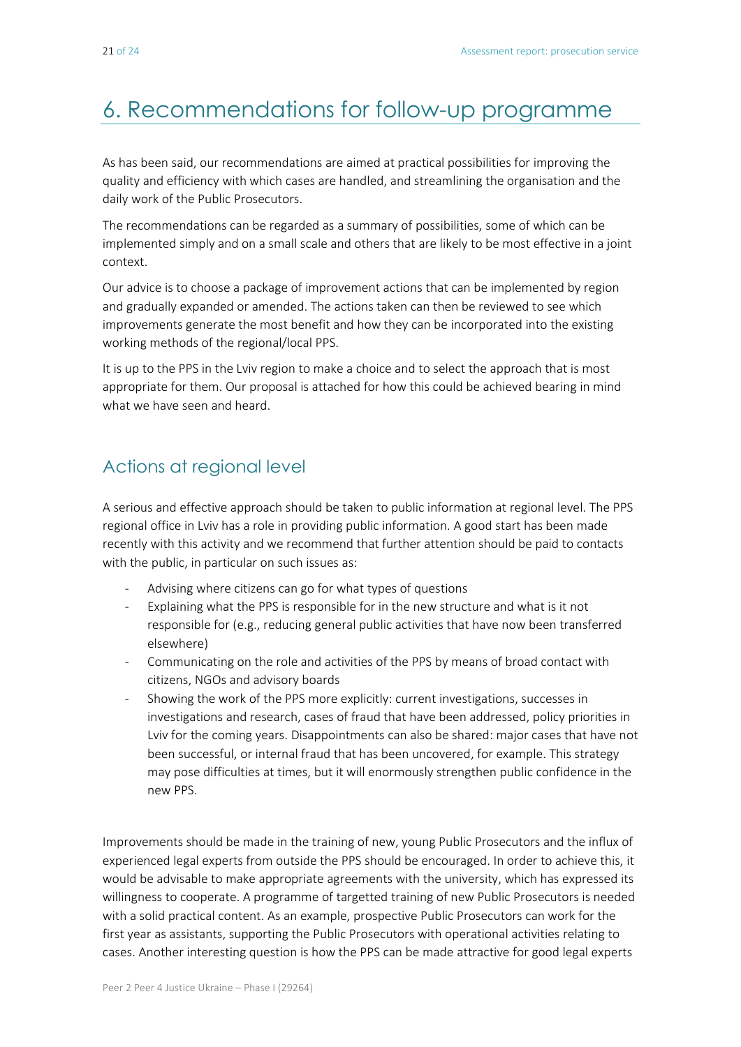# 6. Recommendations for follow-up programme

As has been said, our recommendations are aimed at practical possibilities for improving the quality and efficiency with which cases are handled, and streamlining the organisation and the daily work of the Public Prosecutors.

The recommendations can be regarded as a summary of possibilities, some of which can be implemented simply and on a small scale and others that are likely to be most effective in a joint context.

Our advice is to choose a package of improvement actions that can be implemented by region and gradually expanded or amended. The actions taken can then be reviewed to see which improvements generate the most benefit and how they can be incorporated into the existing working methods of the regional/local PPS.

It is up to the PPS in the Lviv region to make a choice and to select the approach that is most appropriate for them. Our proposal is attached for how this could be achieved bearing in mind what we have seen and heard.

## Actions at regional level

A serious and effective approach should be taken to public information at regional level. The PPS regional office in Lviv has a role in providing public information. A good start has been made recently with this activity and we recommend that further attention should be paid to contacts with the public, in particular on such issues as:

- Advising where citizens can go for what types of questions
- Explaining what the PPS is responsible for in the new structure and what is it not responsible for (e.g., reducing general public activities that have now been transferred elsewhere)
- Communicating on the role and activities of the PPS by means of broad contact with citizens, NGOs and advisory boards
- Showing the work of the PPS more explicitly: current investigations, successes in investigations and research, cases of fraud that have been addressed, policy priorities in Lviv for the coming years. Disappointments can also be shared: major cases that have not been successful, or internal fraud that has been uncovered, for example. This strategy may pose difficulties at times, but it will enormously strengthen public confidence in the new PPS.

Improvements should be made in the training of new, young Public Prosecutors and the influx of experienced legal experts from outside the PPS should be encouraged. In order to achieve this, it would be advisable to make appropriate agreements with the university, which has expressed its willingness to cooperate. A programme of targetted training of new Public Prosecutors is needed with a solid practical content. As an example, prospective Public Prosecutors can work for the first year as assistants, supporting the Public Prosecutors with operational activities relating to cases. Another interesting question is how the PPS can be made attractive for good legal experts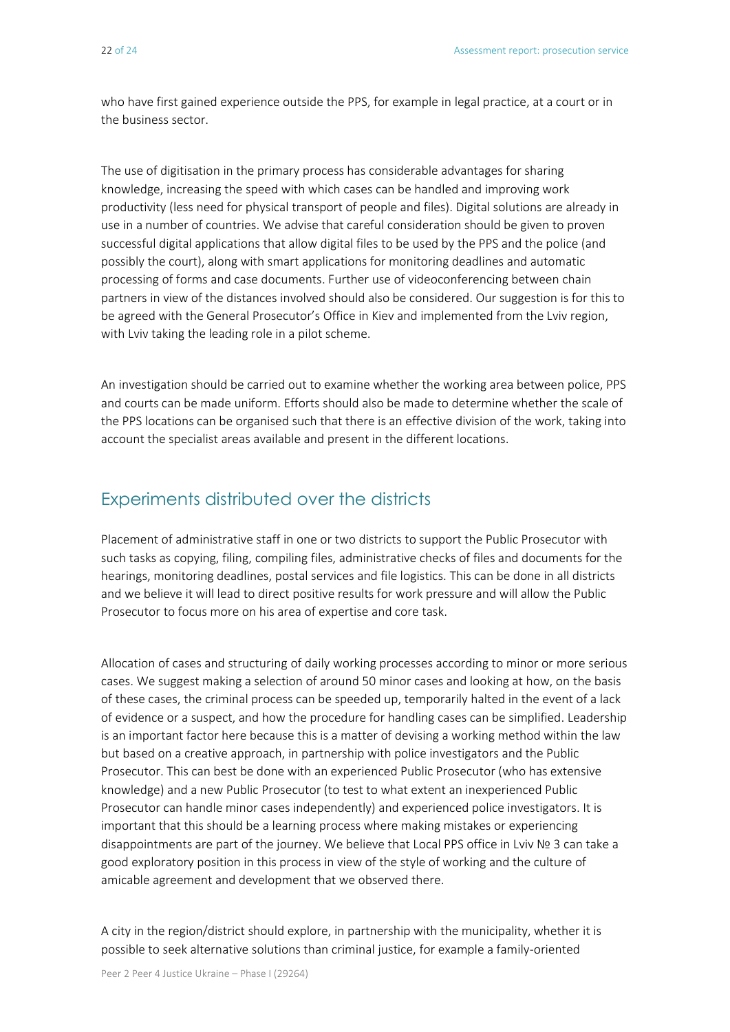who have first gained experience outside the PPS, for example in legal practice, at a court or in the business sector.

The use of digitisation in the primary process has considerable advantages for sharing knowledge, increasing the speed with which cases can be handled and improving work productivity (less need for physical transport of people and files). Digital solutions are already in use in a number of countries. We advise that careful consideration should be given to proven successful digital applications that allow digital files to be used by the PPS and the police (and possibly the court), along with smart applications for monitoring deadlines and automatic processing of forms and case documents. Further use of videoconferencing between chain partners in view of the distances involved should also be considered. Our suggestion is for this to be agreed with the General Prosecutor's Office in Kiev and implemented from the Lviv region, with Lviv taking the leading role in a pilot scheme.

An investigation should be carried out to examine whether the working area between police, PPS and courts can be made uniform. Efforts should also be made to determine whether the scale of the PPS locations can be organised such that there is an effective division of the work, taking into account the specialist areas available and present in the different locations.

## Experiments distributed over the districts

Placement of administrative staff in one or two districts to support the Public Prosecutor with such tasks as copying, filing, compiling files, administrative checks of files and documents for the hearings, monitoring deadlines, postal services and file logistics. This can be done in all districts and we believe it will lead to direct positive results for work pressure and will allow the Public Prosecutor to focus more on his area of expertise and core task.

Allocation of cases and structuring of daily working processes according to minor or more serious cases. We suggest making a selection of around 50 minor cases and looking at how, on the basis of these cases, the criminal process can be speeded up, temporarily halted in the event of a lack of evidence or a suspect, and how the procedure for handling cases can be simplified. Leadership is an important factor here because this is a matter of devising a working method within the law but based on a creative approach, in partnership with police investigators and the Public Prosecutor. This can best be done with an experienced Public Prosecutor (who has extensive knowledge) and a new Public Prosecutor (to test to what extent an inexperienced Public Prosecutor can handle minor cases independently) and experienced police investigators. It is important that this should be a learning process where making mistakes or experiencing disappointments are part of the journey. We believe that Local PPS office in Lviv № 3 can take a good exploratory position in this process in view of the style of working and the culture of amicable agreement and development that we observed there.

A city in the region/district should explore, in partnership with the municipality, whether it is possible to seek alternative solutions than criminal justice, for example a family-oriented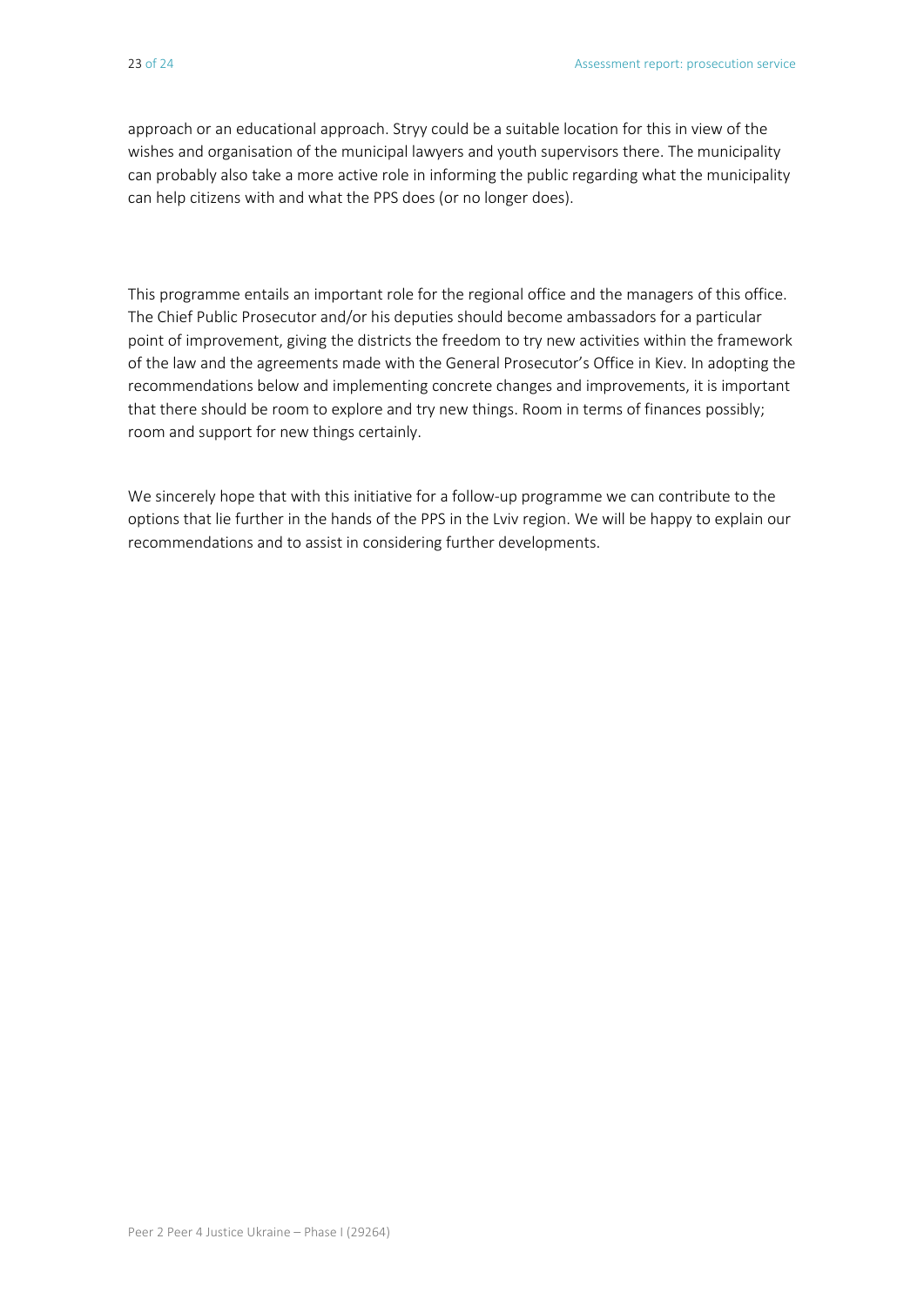approach or an educational approach. Stryy could be a suitable location for this in view of the wishes and organisation of the municipal lawyers and youth supervisors there. The municipality can probably also take a more active role in informing the public regarding what the municipality can help citizens with and what the PPS does (or no longer does).

This programme entails an important role for the regional office and the managers of this office. The Chief Public Prosecutor and/or his deputies should become ambassadors for a particular point of improvement, giving the districts the freedom to try new activities within the framework of the law and the agreements made with the General Prosecutor's Office in Kiev. In adopting the recommendations below and implementing concrete changes and improvements, it is important that there should be room to explore and try new things. Room in terms of finances possibly; room and support for new things certainly.

We sincerely hope that with this initiative for a follow-up programme we can contribute to the options that lie further in the hands of the PPS in the Lviv region. We will be happy to explain our recommendations and to assist in considering further developments.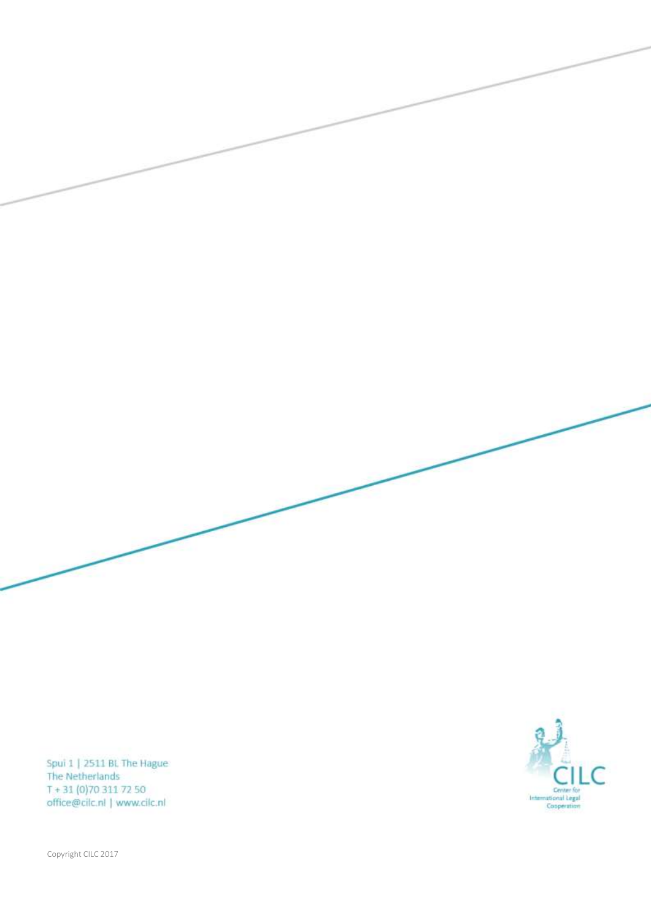Spui 1 | 2511 BL The Hague
The Netherlands
T + 31 (0)70 311 72 50
office@cilc.nl | www.cilc.nl

CILC
Center for International Legal Cooperation

Copyright CILC 2017